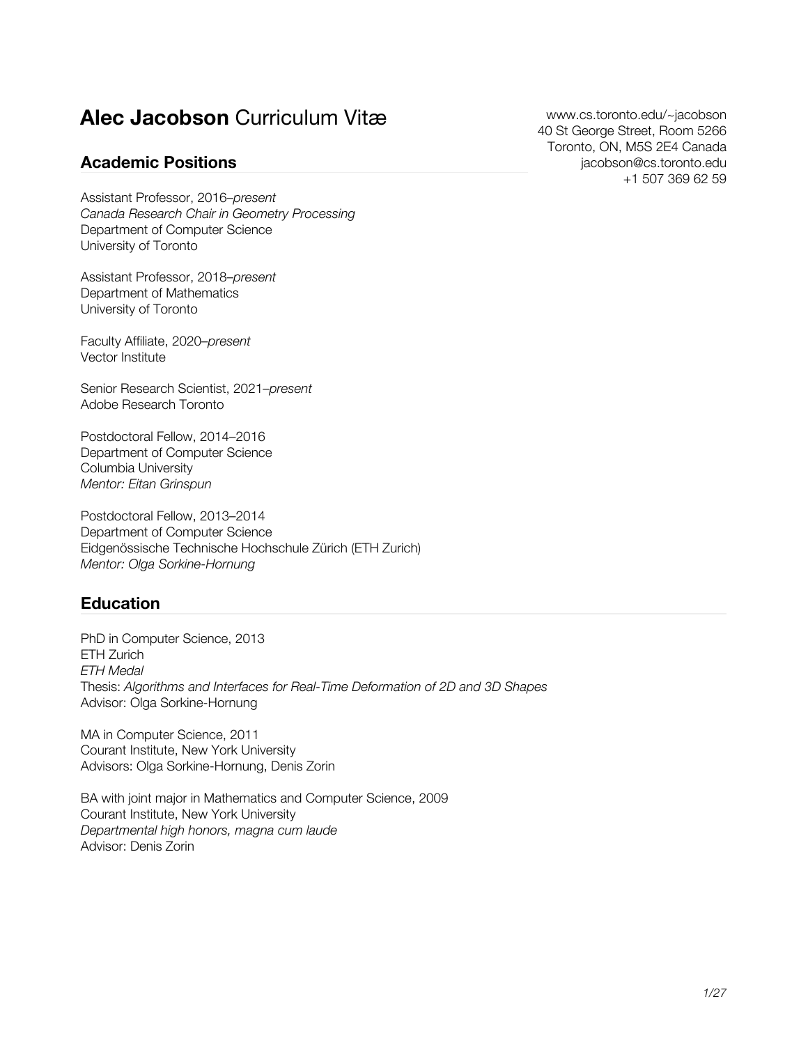# **Alec Jacobson** Curriculum Vitæ

www.cs.toronto.edu/~jacobson
40 St George Street, Room 5266
Toronto, ON, M5S 2E4 Canada
jacobson@cs.toronto.edu
+1 507 369 62 59

## Academic Positions

Assistant Professor, 2016–*present*
*Canada Research Chair in Geometry Processing*
Department of Computer Science
University of Toronto

Assistant Professor, 2018–*present*
Department of Mathematics
University of Toronto

Faculty Affiliate, 2020–*present*
Vector Institute

Senior Research Scientist, 2021–*present*
Adobe Research Toronto

Postdoctoral Fellow, 2014–2016
Department of Computer Science
Columbia University
*Mentor: Eitan Grinspun*

Postdoctoral Fellow, 2013–2014
Department of Computer Science
Eidgenössische Technische Hochschule Zürich (ETH Zurich)
*Mentor: Olga Sorkine-Hornung*

## Education

PhD in Computer Science, 2013
ETH Zurich
*ETH Medal*
Thesis: *Algorithms and Interfaces for Real-Time Deformation of 2D and 3D Shapes*
Advisor: Olga Sorkine-Hornung

MA in Computer Science, 2011
Courant Institute, New York University
Advisors: Olga Sorkine-Hornung, Denis Zorin

BA with joint major in Mathematics and Computer Science, 2009
Courant Institute, New York University
*Departmental high honors, magna cum laude*
Advisor: Denis Zorin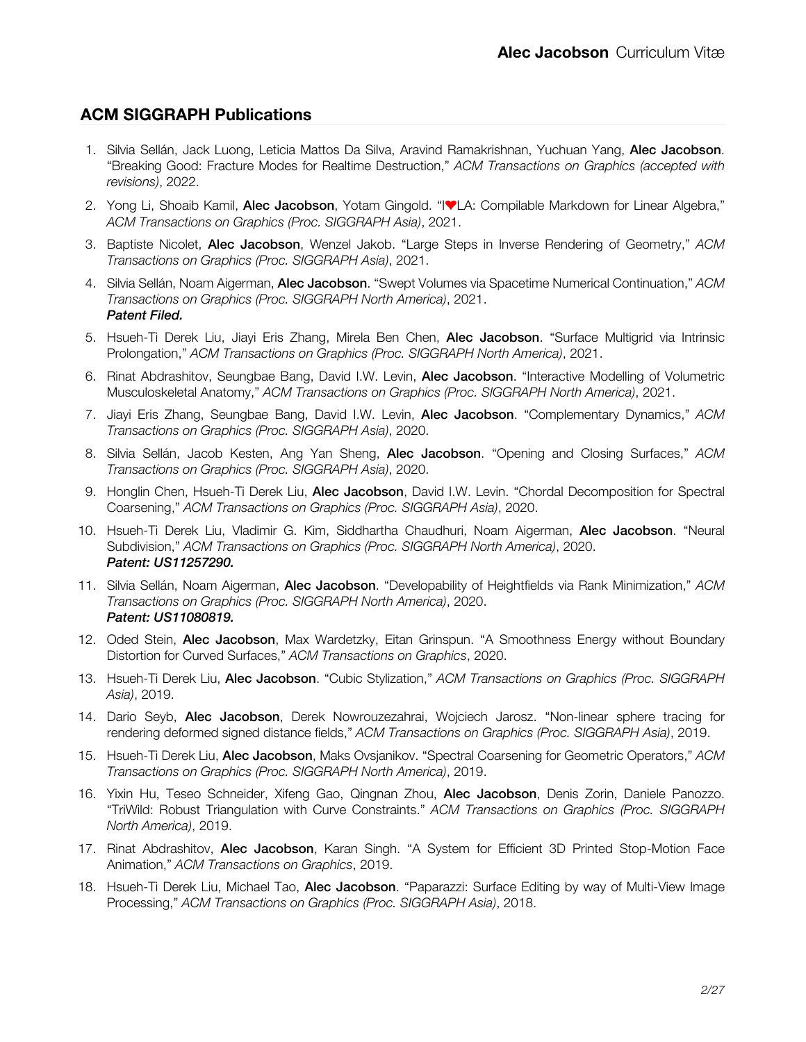## ACM SIGGRAPH Publications

1. Silvia Sellán, Jack Luong, Leticia Mattos Da Silva, Aravind Ramakrishnan, Yuchuan Yang, **Alec Jacobson**. "Breaking Good: Fracture Modes for Realtime Destruction," *ACM Transactions on Graphics (accepted with revisions)*, 2022.
2. Yong Li, Shoaib Kamil, **Alec Jacobson**, Yotam Gingold. "I❤LA: Compilable Markdown for Linear Algebra," *ACM Transactions on Graphics (Proc. SIGGRAPH Asia)*, 2021.
3. Baptiste Nicolet, **Alec Jacobson**, Wenzel Jakob. "Large Steps in Inverse Rendering of Geometry," *ACM Transactions on Graphics (Proc. SIGGRAPH Asia)*, 2021.
4. Silvia Sellán, Noam Aigerman, **Alec Jacobson**. "Swept Volumes via Spacetime Numerical Continuation," *ACM Transactions on Graphics (Proc. SIGGRAPH North America)*, 2021.
   ***Patent Filed.***
5. Hsueh-Ti Derek Liu, Jiayi Eris Zhang, Mirela Ben Chen, **Alec Jacobson**. "Surface Multigrid via Intrinsic Prolongation," *ACM Transactions on Graphics (Proc. SIGGRAPH North America)*, 2021.
6. Rinat Abdrashitov, Seungbae Bang, David I.W. Levin, **Alec Jacobson**. "Interactive Modelling of Volumetric Musculoskeletal Anatomy," *ACM Transactions on Graphics (Proc. SIGGRAPH North America)*, 2021.
7. Jiayi Eris Zhang, Seungbae Bang, David I.W. Levin, **Alec Jacobson**. "Complementary Dynamics," *ACM Transactions on Graphics (Proc. SIGGRAPH Asia)*, 2020.
8. Silvia Sellán, Jacob Kesten, Ang Yan Sheng, **Alec Jacobson**. "Opening and Closing Surfaces," *ACM Transactions on Graphics (Proc. SIGGRAPH Asia)*, 2020.
9. Honglin Chen, Hsueh-Ti Derek Liu, **Alec Jacobson**, David I.W. Levin. "Chordal Decomposition for Spectral Coarsening," *ACM Transactions on Graphics (Proc. SIGGRAPH Asia)*, 2020.
10. Hsueh-Ti Derek Liu, Vladimir G. Kim, Siddhartha Chaudhuri, Noam Aigerman, **Alec Jacobson**. "Neural Subdivision," *ACM Transactions on Graphics (Proc. SIGGRAPH North America)*, 2020.
    ***Patent: US11257290.***
11. Silvia Sellán, Noam Aigerman, **Alec Jacobson**. "Developability of Heightfields via Rank Minimization," *ACM Transactions on Graphics (Proc. SIGGRAPH North America)*, 2020.
    ***Patent: US11080819.***
12. Oded Stein, **Alec Jacobson**, Max Wardetzky, Eitan Grinspun. "A Smoothness Energy without Boundary Distortion for Curved Surfaces," *ACM Transactions on Graphics*, 2020.
13. Hsueh-Ti Derek Liu, **Alec Jacobson**. "Cubic Stylization," *ACM Transactions on Graphics (Proc. SIGGRAPH Asia)*, 2019.
14. Dario Seyb, **Alec Jacobson**, Derek Nowrouzezahrai, Wojciech Jarosz. "Non-linear sphere tracing for rendering deformed signed distance fields," *ACM Transactions on Graphics (Proc. SIGGRAPH Asia)*, 2019.
15. Hsueh-Ti Derek Liu, **Alec Jacobson**, Maks Ovsjanikov. "Spectral Coarsening for Geometric Operators," *ACM Transactions on Graphics (Proc. SIGGRAPH North America)*, 2019.
16. Yixin Hu, Teseo Schneider, Xifeng Gao, Qingnan Zhou, **Alec Jacobson**, Denis Zorin, Daniele Panozzo. "TriWild: Robust Triangulation with Curve Constraints." *ACM Transactions on Graphics (Proc. SIGGRAPH North America)*, 2019.
17. Rinat Abdrashitov, **Alec Jacobson**, Karan Singh. "A System for Efficient 3D Printed Stop-Motion Face Animation," *ACM Transactions on Graphics*, 2019.
18. Hsueh-Ti Derek Liu, Michael Tao, **Alec Jacobson**. "Paparazzi: Surface Editing by way of Multi-View Image Processing," *ACM Transactions on Graphics (Proc. SIGGRAPH Asia)*, 2018.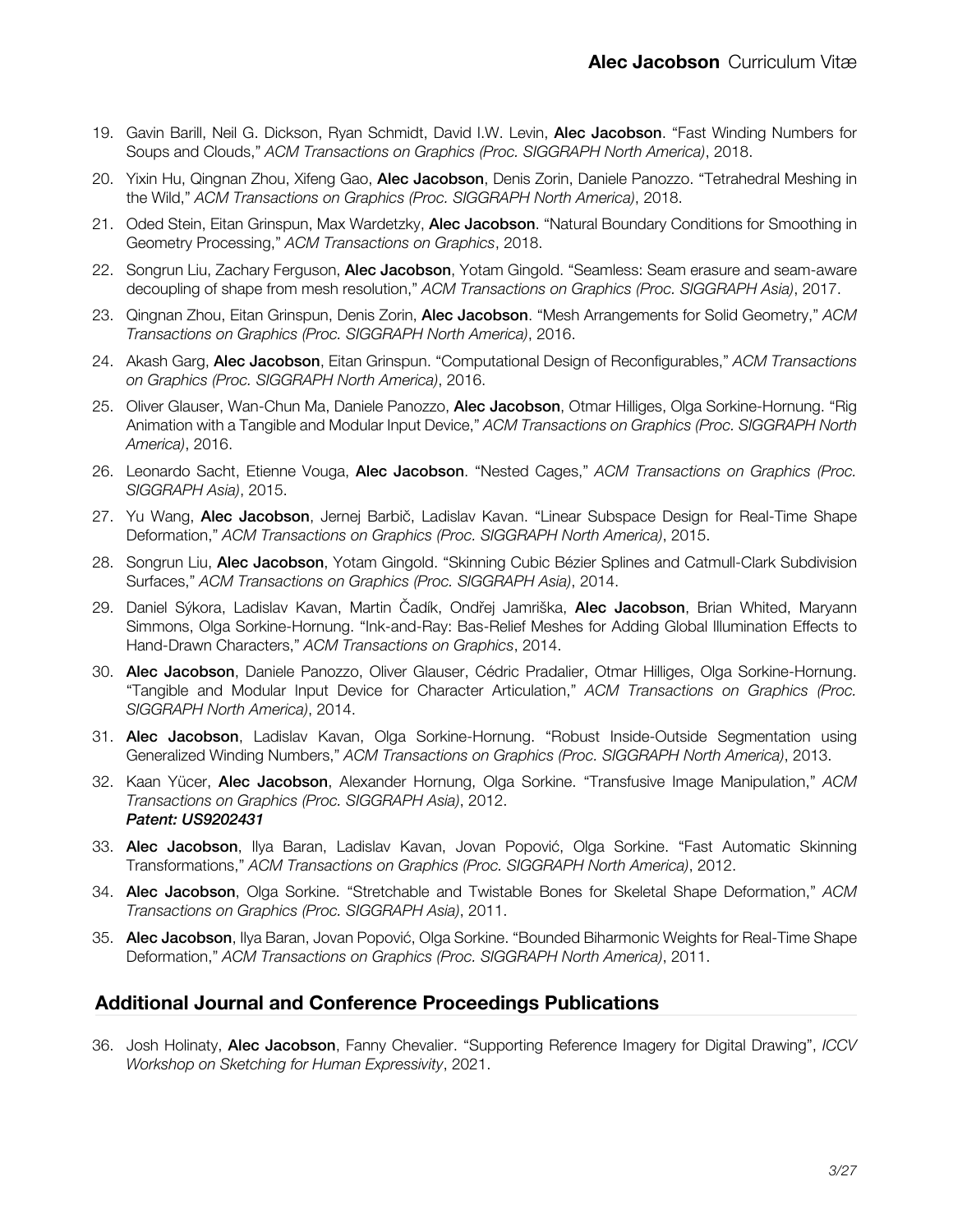19. Gavin Barill, Neil G. Dickson, Ryan Schmidt, David I.W. Levin, **Alec Jacobson**. "Fast Winding Numbers for Soups and Clouds," *ACM Transactions on Graphics (Proc. SIGGRAPH North America)*, 2018.
20. Yixin Hu, Qingnan Zhou, Xifeng Gao, **Alec Jacobson**, Denis Zorin, Daniele Panozzo. "Tetrahedral Meshing in the Wild," *ACM Transactions on Graphics (Proc. SIGGRAPH North America)*, 2018.
21. Oded Stein, Eitan Grinspun, Max Wardetzky, **Alec Jacobson**. "Natural Boundary Conditions for Smoothing in Geometry Processing," *ACM Transactions on Graphics*, 2018.
22. Songrun Liu, Zachary Ferguson, **Alec Jacobson**, Yotam Gingold. "Seamless: Seam erasure and seam-aware decoupling of shape from mesh resolution," *ACM Transactions on Graphics (Proc. SIGGRAPH Asia)*, 2017.
23. Qingnan Zhou, Eitan Grinspun, Denis Zorin, **Alec Jacobson**. "Mesh Arrangements for Solid Geometry," *ACM Transactions on Graphics (Proc. SIGGRAPH North America)*, 2016.
24. Akash Garg, **Alec Jacobson**, Eitan Grinspun. "Computational Design of Reconfigurables," *ACM Transactions on Graphics (Proc. SIGGRAPH North America)*, 2016.
25. Oliver Glauser, Wan-Chun Ma, Daniele Panozzo, **Alec Jacobson**, Otmar Hilliges, Olga Sorkine-Hornung. "Rig Animation with a Tangible and Modular Input Device," *ACM Transactions on Graphics (Proc. SIGGRAPH North America)*, 2016.
26. Leonardo Sacht, Etienne Vouga, **Alec Jacobson**. "Nested Cages," *ACM Transactions on Graphics (Proc. SIGGRAPH Asia)*, 2015.
27. Yu Wang, **Alec Jacobson**, Jernej Barbič, Ladislav Kavan. "Linear Subspace Design for Real-Time Shape Deformation," *ACM Transactions on Graphics (Proc. SIGGRAPH North America)*, 2015.
28. Songrun Liu, **Alec Jacobson**, Yotam Gingold. "Skinning Cubic Bézier Splines and Catmull-Clark Subdivision Surfaces," *ACM Transactions on Graphics (Proc. SIGGRAPH Asia)*, 2014.
29. Daniel Sýkora, Ladislav Kavan, Martin Čadík, Ondřej Jamriška, **Alec Jacobson**, Brian Whited, Maryann Simmons, Olga Sorkine-Hornung. "Ink-and-Ray: Bas-Relief Meshes for Adding Global Illumination Effects to Hand-Drawn Characters," *ACM Transactions on Graphics*, 2014.
30. **Alec Jacobson**, Daniele Panozzo, Oliver Glauser, Cédric Pradalier, Otmar Hilliges, Olga Sorkine-Hornung. "Tangible and Modular Input Device for Character Articulation," *ACM Transactions on Graphics (Proc. SIGGRAPH North America)*, 2014.
31. **Alec Jacobson**, Ladislav Kavan, Olga Sorkine-Hornung. "Robust Inside-Outside Segmentation using Generalized Winding Numbers," *ACM Transactions on Graphics (Proc. SIGGRAPH North America)*, 2013.
32. Kaan Yücer, **Alec Jacobson**, Alexander Hornung, Olga Sorkine. "Transfusive Image Manipulation," *ACM Transactions on Graphics (Proc. SIGGRAPH Asia)*, 2012.
    ***Patent: US9202431***
33. **Alec Jacobson**, Ilya Baran, Ladislav Kavan, Jovan Popović, Olga Sorkine. "Fast Automatic Skinning Transformations," *ACM Transactions on Graphics (Proc. SIGGRAPH North America)*, 2012.
34. **Alec Jacobson**, Olga Sorkine. "Stretchable and Twistable Bones for Skeletal Shape Deformation," *ACM Transactions on Graphics (Proc. SIGGRAPH Asia)*, 2011.
35. **Alec Jacobson**, Ilya Baran, Jovan Popović, Olga Sorkine. "Bounded Biharmonic Weights for Real-Time Shape Deformation," *ACM Transactions on Graphics (Proc. SIGGRAPH North America)*, 2011.

## Additional Journal and Conference Proceedings Publications

36. Josh Holinaty, **Alec Jacobson**, Fanny Chevalier. "Supporting Reference Imagery for Digital Drawing", *ICCV Workshop on Sketching for Human Expressivity*, 2021.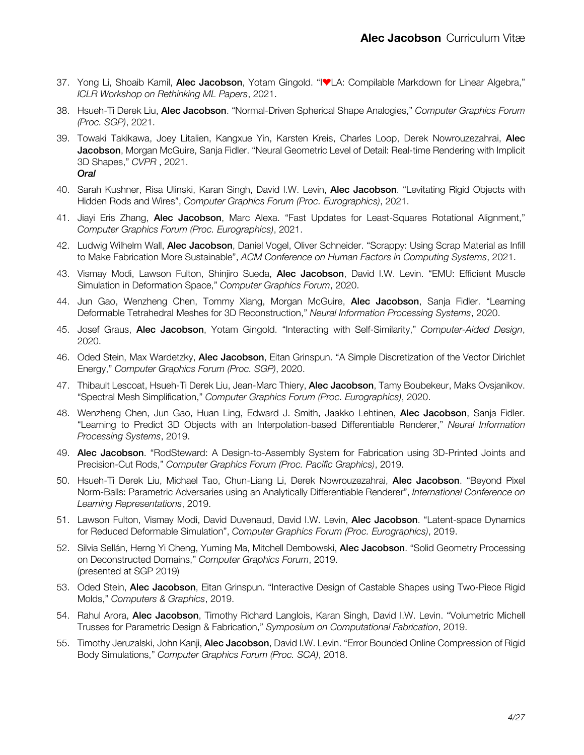37. Yong Li, Shoaib Kamil, **Alec Jacobson**, Yotam Gingold. "I❤LA: Compilable Markdown for Linear Algebra," *ICLR Workshop on Rethinking ML Papers*, 2021.
38. Hsueh-Ti Derek Liu, **Alec Jacobson**. "Normal-Driven Spherical Shape Analogies," *Computer Graphics Forum (Proc. SGP)*, 2021.
39. Towaki Takikawa, Joey Litalien, Kangxue Yin, Karsten Kreis, Charles Loop, Derek Nowrouzezahrai, **Alec Jacobson**, Morgan McGuire, Sanja Fidler. "Neural Geometric Level of Detail: Real-time Rendering with Implicit 3D Shapes," *CVPR* , 2021.
    ***Oral***
40. Sarah Kushner, Risa Ulinski, Karan Singh, David I.W. Levin, **Alec Jacobson**. "Levitating Rigid Objects with Hidden Rods and Wires", *Computer Graphics Forum (Proc. Eurographics)*, 2021.
41. Jiayi Eris Zhang, **Alec Jacobson**, Marc Alexa. "Fast Updates for Least-Squares Rotational Alignment," *Computer Graphics Forum (Proc. Eurographics)*, 2021.
42. Ludwig Wilhelm Wall, **Alec Jacobson**, Daniel Vogel, Oliver Schneider. "Scrappy: Using Scrap Material as Infill to Make Fabrication More Sustainable", *ACM Conference on Human Factors in Computing Systems*, 2021.
43. Vismay Modi, Lawson Fulton, Shinjiro Sueda, **Alec Jacobson**, David I.W. Levin. "EMU: Efficient Muscle Simulation in Deformation Space," *Computer Graphics Forum*, 2020.
44. Jun Gao, Wenzheng Chen, Tommy Xiang, Morgan McGuire, **Alec Jacobson**, Sanja Fidler. "Learning Deformable Tetrahedral Meshes for 3D Reconstruction," *Neural Information Processing Systems*, 2020.
45. Josef Graus, **Alec Jacobson**, Yotam Gingold. "Interacting with Self-Similarity," *Computer-Aided Design*, 2020.
46. Oded Stein, Max Wardetzky, **Alec Jacobson**, Eitan Grinspun. "A Simple Discretization of the Vector Dirichlet Energy," *Computer Graphics Forum (Proc. SGP)*, 2020.
47. Thibault Lescoat, Hsueh-Ti Derek Liu, Jean-Marc Thiery, **Alec Jacobson**, Tamy Boubekeur, Maks Ovsjanikov. "Spectral Mesh Simplification," *Computer Graphics Forum (Proc. Eurographics)*, 2020.
48. Wenzheng Chen, Jun Gao, Huan Ling, Edward J. Smith, Jaakko Lehtinen, **Alec Jacobson**, Sanja Fidler. "Learning to Predict 3D Objects with an Interpolation-based Differentiable Renderer," *Neural Information Processing Systems*, 2019.
49. **Alec Jacobson**. "RodSteward: A Design-to-Assembly System for Fabrication using 3D-Printed Joints and Precision-Cut Rods," *Computer Graphics Forum (Proc. Pacific Graphics)*, 2019.
50. Hsueh-Ti Derek Liu, Michael Tao, Chun-Liang Li, Derek Nowrouzezahrai, **Alec Jacobson**. "Beyond Pixel Norm-Balls: Parametric Adversaries using an Analytically Differentiable Renderer", *International Conference on Learning Representations*, 2019.
51. Lawson Fulton, Vismay Modi, David Duvenaud, David I.W. Levin, **Alec Jacobson**. "Latent-space Dynamics for Reduced Deformable Simulation", *Computer Graphics Forum (Proc. Eurographics)*, 2019.
52. Silvia Sellán, Herng Yi Cheng, Yuming Ma, Mitchell Dembowski, **Alec Jacobson**. "Solid Geometry Processing on Deconstructed Domains," *Computer Graphics Forum*, 2019.
    (presented at SGP 2019)
53. Oded Stein, **Alec Jacobson**, Eitan Grinspun. "Interactive Design of Castable Shapes using Two-Piece Rigid Molds," *Computers & Graphics*, 2019.
54. Rahul Arora, **Alec Jacobson**, Timothy Richard Langlois, Karan Singh, David I.W. Levin. "Volumetric Michell Trusses for Parametric Design & Fabrication," *Symposium on Computational Fabrication*, 2019.
55. Timothy Jeruzalski, John Kanji, **Alec Jacobson**, David I.W. Levin. "Error Bounded Online Compression of Rigid Body Simulations," *Computer Graphics Forum (Proc. SCA)*, 2018.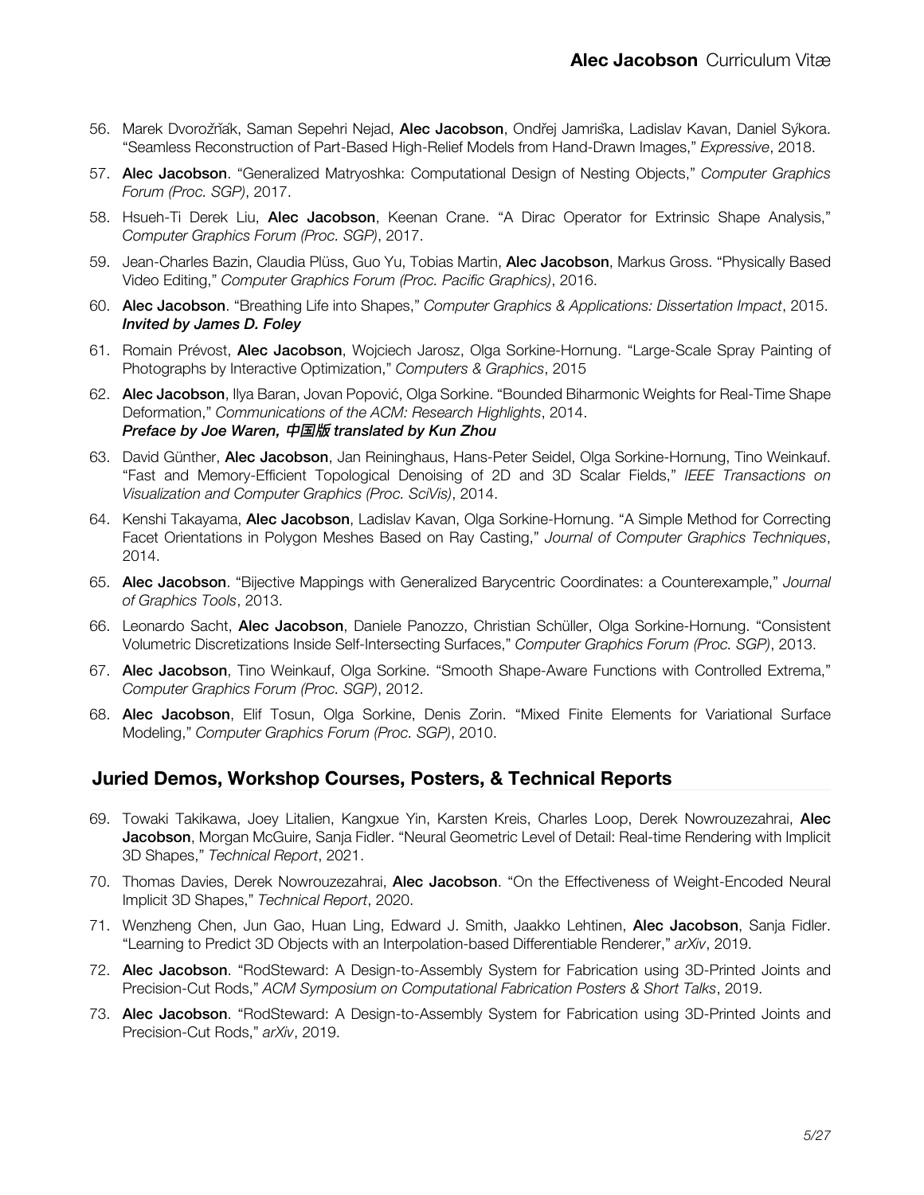56. Marek Dvorožňák, Saman Sepehri Nejad, **Alec Jacobson**, Ondřej Jamriška, Ladislav Kavan, Daniel Sýkora. "Seamless Reconstruction of Part-Based High-Relief Models from Hand-Drawn Images," *Expressive*, 2018.
57. **Alec Jacobson**. "Generalized Matryoshka: Computational Design of Nesting Objects," *Computer Graphics Forum (Proc. SGP)*, 2017.
58. Hsueh-Ti Derek Liu, **Alec Jacobson**, Keenan Crane. "A Dirac Operator for Extrinsic Shape Analysis," *Computer Graphics Forum (Proc. SGP)*, 2017.
59. Jean-Charles Bazin, Claudia Plüss, Guo Yu, Tobias Martin, **Alec Jacobson**, Markus Gross. "Physically Based Video Editing," *Computer Graphics Forum (Proc. Pacific Graphics)*, 2016.
60. **Alec Jacobson**. "Breathing Life into Shapes," *Computer Graphics & Applications: Dissertation Impact*, 2015.
    ***Invited by James D. Foley***
61. Romain Prévost, **Alec Jacobson**, Wojciech Jarosz, Olga Sorkine-Hornung. "Large-Scale Spray Painting of Photographs by Interactive Optimization," *Computers & Graphics*, 2015
62. **Alec Jacobson**, Ilya Baran, Jovan Popović, Olga Sorkine. "Bounded Biharmonic Weights for Real-Time Shape Deformation," *Communications of the ACM: Research Highlights*, 2014.
    ***Preface by Joe Waren, 中国版 translated by Kun Zhou***
63. David Günther, **Alec Jacobson**, Jan Reininghaus, Hans-Peter Seidel, Olga Sorkine-Hornung, Tino Weinkauf. "Fast and Memory-Efficient Topological Denoising of 2D and 3D Scalar Fields," *IEEE Transactions on Visualization and Computer Graphics (Proc. SciVis)*, 2014.
64. Kenshi Takayama, **Alec Jacobson**, Ladislav Kavan, Olga Sorkine-Hornung. "A Simple Method for Correcting Facet Orientations in Polygon Meshes Based on Ray Casting," *Journal of Computer Graphics Techniques*, 2014.
65. **Alec Jacobson**. "Bijective Mappings with Generalized Barycentric Coordinates: a Counterexample," *Journal of Graphics Tools*, 2013.
66. Leonardo Sacht, **Alec Jacobson**, Daniele Panozzo, Christian Schüller, Olga Sorkine-Hornung. "Consistent Volumetric Discretizations Inside Self-Intersecting Surfaces," *Computer Graphics Forum (Proc. SGP)*, 2013.
67. **Alec Jacobson**, Tino Weinkauf, Olga Sorkine. "Smooth Shape-Aware Functions with Controlled Extrema," *Computer Graphics Forum (Proc. SGP)*, 2012.
68. **Alec Jacobson**, Elif Tosun, Olga Sorkine, Denis Zorin. "Mixed Finite Elements for Variational Surface Modeling," *Computer Graphics Forum (Proc. SGP)*, 2010.

## Juried Demos, Workshop Courses, Posters, & Technical Reports

69. Towaki Takikawa, Joey Litalien, Kangxue Yin, Karsten Kreis, Charles Loop, Derek Nowrouzezahrai, **Alec Jacobson**, Morgan McGuire, Sanja Fidler. "Neural Geometric Level of Detail: Real-time Rendering with Implicit 3D Shapes," *Technical Report*, 2021.
70. Thomas Davies, Derek Nowrouzezahrai, **Alec Jacobson**. "On the Effectiveness of Weight-Encoded Neural Implicit 3D Shapes," *Technical Report*, 2020.
71. Wenzheng Chen, Jun Gao, Huan Ling, Edward J. Smith, Jaakko Lehtinen, **Alec Jacobson**, Sanja Fidler. "Learning to Predict 3D Objects with an Interpolation-based Differentiable Renderer," *arXiv*, 2019.
72. **Alec Jacobson**. "RodSteward: A Design-to-Assembly System for Fabrication using 3D-Printed Joints and Precision-Cut Rods," *ACM Symposium on Computational Fabrication Posters & Short Talks*, 2019.
73. **Alec Jacobson**. "RodSteward: A Design-to-Assembly System for Fabrication using 3D-Printed Joints and Precision-Cut Rods," *arXiv*, 2019.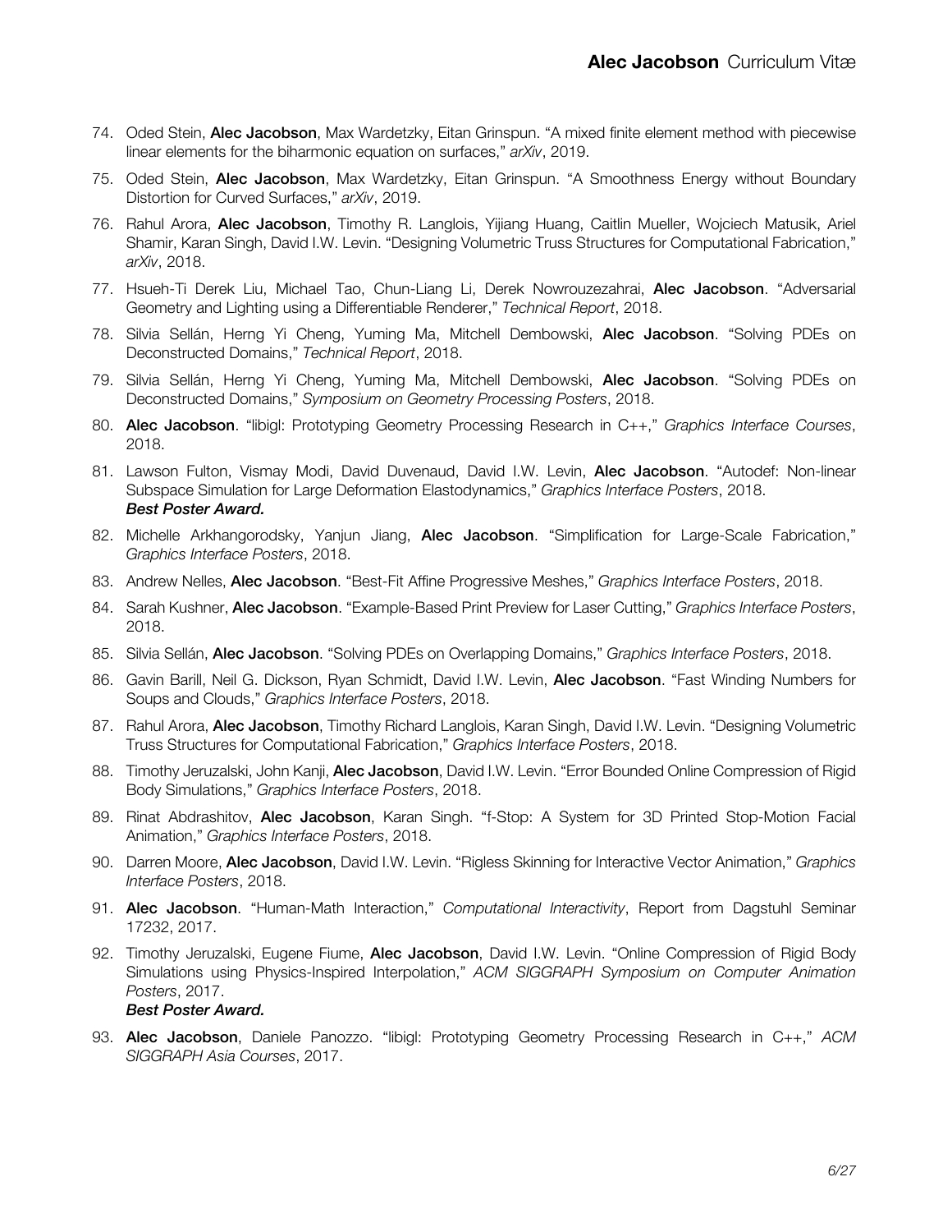74. Oded Stein, **Alec Jacobson**, Max Wardetzky, Eitan Grinspun. “A mixed finite element method with piecewise linear elements for the biharmonic equation on surfaces,” *arXiv*, 2019.
75. Oded Stein, **Alec Jacobson**, Max Wardetzky, Eitan Grinspun. “A Smoothness Energy without Boundary Distortion for Curved Surfaces,” *arXiv*, 2019.
76. Rahul Arora, **Alec Jacobson**, Timothy R. Langlois, Yijiang Huang, Caitlin Mueller, Wojciech Matusik, Ariel Shamir, Karan Singh, David I.W. Levin. “Designing Volumetric Truss Structures for Computational Fabrication,” *arXiv*, 2018.
77. Hsueh-Ti Derek Liu, Michael Tao, Chun-Liang Li, Derek Nowrouzezahrai, **Alec Jacobson**. “Adversarial Geometry and Lighting using a Differentiable Renderer,” *Technical Report*, 2018.
78. Silvia Sellán, Herng Yi Cheng, Yuming Ma, Mitchell Dembowski, **Alec Jacobson**. “Solving PDEs on Deconstructed Domains,” *Technical Report*, 2018.
79. Silvia Sellán, Herng Yi Cheng, Yuming Ma, Mitchell Dembowski, **Alec Jacobson**. “Solving PDEs on Deconstructed Domains,” *Symposium on Geometry Processing Posters*, 2018.
80. **Alec Jacobson**. “libigl: Prototyping Geometry Processing Research in C++,” *Graphics Interface Courses*, 2018.
81. Lawson Fulton, Vismay Modi, David Duvenaud, David I.W. Levin, **Alec Jacobson**. “Autodef: Non-linear Subspace Simulation for Large Deformation Elastodynamics,” *Graphics Interface Posters*, 2018. ***Best Poster Award.***
82. Michelle Arkhangorodsky, Yanjun Jiang, **Alec Jacobson**. “Simplification for Large-Scale Fabrication,” *Graphics Interface Posters*, 2018.
83. Andrew Nelles, **Alec Jacobson**. “Best-Fit Affine Progressive Meshes,” *Graphics Interface Posters*, 2018.
84. Sarah Kushner, **Alec Jacobson**. “Example-Based Print Preview for Laser Cutting,” *Graphics Interface Posters*, 2018.
85. Silvia Sellán, **Alec Jacobson**. “Solving PDEs on Overlapping Domains,” *Graphics Interface Posters*, 2018.
86. Gavin Barill, Neil G. Dickson, Ryan Schmidt, David I.W. Levin, **Alec Jacobson**. “Fast Winding Numbers for Soups and Clouds,” *Graphics Interface Posters*, 2018.
87. Rahul Arora, **Alec Jacobson**, Timothy Richard Langlois, Karan Singh, David I.W. Levin. “Designing Volumetric Truss Structures for Computational Fabrication,” *Graphics Interface Posters*, 2018.
88. Timothy Jeruzalski, John Kanji, **Alec Jacobson**, David I.W. Levin. “Error Bounded Online Compression of Rigid Body Simulations,” *Graphics Interface Posters*, 2018.
89. Rinat Abdrashitov, **Alec Jacobson**, Karan Singh. “f-Stop: A System for 3D Printed Stop-Motion Facial Animation,” *Graphics Interface Posters*, 2018.
90. Darren Moore, **Alec Jacobson**, David I.W. Levin. “Rigless Skinning for Interactive Vector Animation,” *Graphics Interface Posters*, 2018.
91. **Alec Jacobson**. “Human-Math Interaction,” *Computational Interactivity*, Report from Dagstuhl Seminar 17232, 2017.
92. Timothy Jeruzalski, Eugene Fiume, **Alec Jacobson**, David I.W. Levin. “Online Compression of Rigid Body Simulations using Physics-Inspired Interpolation,” *ACM SIGGRAPH Symposium on Computer Animation Posters*, 2017. ***Best Poster Award.***
93. **Alec Jacobson**, Daniele Panozzo. “libigl: Prototyping Geometry Processing Research in C++,” *ACM SIGGRAPH Asia Courses*, 2017.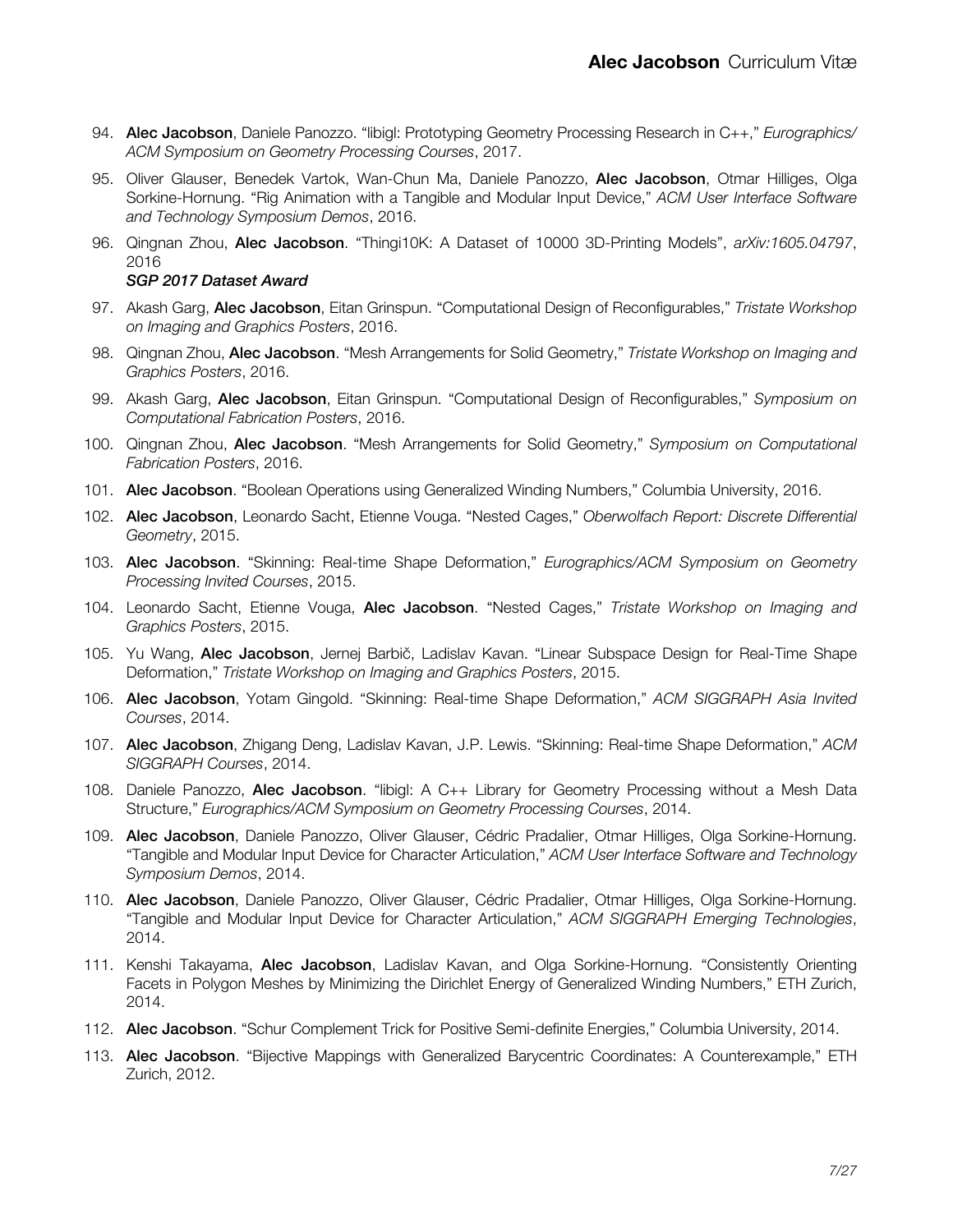94. **Alec Jacobson**, Daniele Panozzo. "libigl: Prototyping Geometry Processing Research in C++," *Eurographics/ ACM Symposium on Geometry Processing Courses*, 2017.
95. Oliver Glauser, Benedek Vartok, Wan-Chun Ma, Daniele Panozzo, **Alec Jacobson**, Otmar Hilliges, Olga Sorkine-Hornung. "Rig Animation with a Tangible and Modular Input Device," *ACM User Interface Software and Technology Symposium Demos*, 2016.
96. Qingnan Zhou, **Alec Jacobson**. "Thingi10K: A Dataset of 10000 3D-Printing Models", *arXiv:1605.04797*, 2016
    ***SGP 2017 Dataset Award***
97. Akash Garg, **Alec Jacobson**, Eitan Grinspun. "Computational Design of Reconfigurables," *Tristate Workshop on Imaging and Graphics Posters*, 2016.
98. Qingnan Zhou, **Alec Jacobson**. "Mesh Arrangements for Solid Geometry," *Tristate Workshop on Imaging and Graphics Posters*, 2016.
99. Akash Garg, **Alec Jacobson**, Eitan Grinspun. "Computational Design of Reconfigurables," *Symposium on Computational Fabrication Posters*, 2016.
100. Qingnan Zhou, **Alec Jacobson**. "Mesh Arrangements for Solid Geometry," *Symposium on Computational Fabrication Posters*, 2016.
101. **Alec Jacobson**. "Boolean Operations using Generalized Winding Numbers," Columbia University, 2016.
102. **Alec Jacobson**, Leonardo Sacht, Etienne Vouga. "Nested Cages," *Oberwolfach Report: Discrete Differential Geometry*, 2015.
103. **Alec Jacobson**. "Skinning: Real-time Shape Deformation," *Eurographics/ACM Symposium on Geometry Processing Invited Courses*, 2015.
104. Leonardo Sacht, Etienne Vouga, **Alec Jacobson**. "Nested Cages," *Tristate Workshop on Imaging and Graphics Posters*, 2015.
105. Yu Wang, **Alec Jacobson**, Jernej Barbič, Ladislav Kavan. "Linear Subspace Design for Real-Time Shape Deformation," *Tristate Workshop on Imaging and Graphics Posters*, 2015.
106. **Alec Jacobson**, Yotam Gingold. "Skinning: Real-time Shape Deformation," *ACM SIGGRAPH Asia Invited Courses*, 2014.
107. **Alec Jacobson**, Zhigang Deng, Ladislav Kavan, J.P. Lewis. "Skinning: Real-time Shape Deformation," *ACM SIGGRAPH Courses*, 2014.
108. Daniele Panozzo, **Alec Jacobson**. "libigl: A C++ Library for Geometry Processing without a Mesh Data Structure," *Eurographics/ACM Symposium on Geometry Processing Courses*, 2014.
109. **Alec Jacobson**, Daniele Panozzo, Oliver Glauser, Cédric Pradalier, Otmar Hilliges, Olga Sorkine-Hornung. "Tangible and Modular Input Device for Character Articulation," *ACM User Interface Software and Technology Symposium Demos*, 2014.
110. **Alec Jacobson**, Daniele Panozzo, Oliver Glauser, Cédric Pradalier, Otmar Hilliges, Olga Sorkine-Hornung. "Tangible and Modular Input Device for Character Articulation," *ACM SIGGRAPH Emerging Technologies*, 2014.
111. Kenshi Takayama, **Alec Jacobson**, Ladislav Kavan, and Olga Sorkine-Hornung. "Consistently Orienting Facets in Polygon Meshes by Minimizing the Dirichlet Energy of Generalized Winding Numbers," ETH Zurich, 2014.
112. **Alec Jacobson**. "Schur Complement Trick for Positive Semi-definite Energies," Columbia University, 2014.
113. **Alec Jacobson**. "Bijective Mappings with Generalized Barycentric Coordinates: A Counterexample," ETH Zurich, 2012.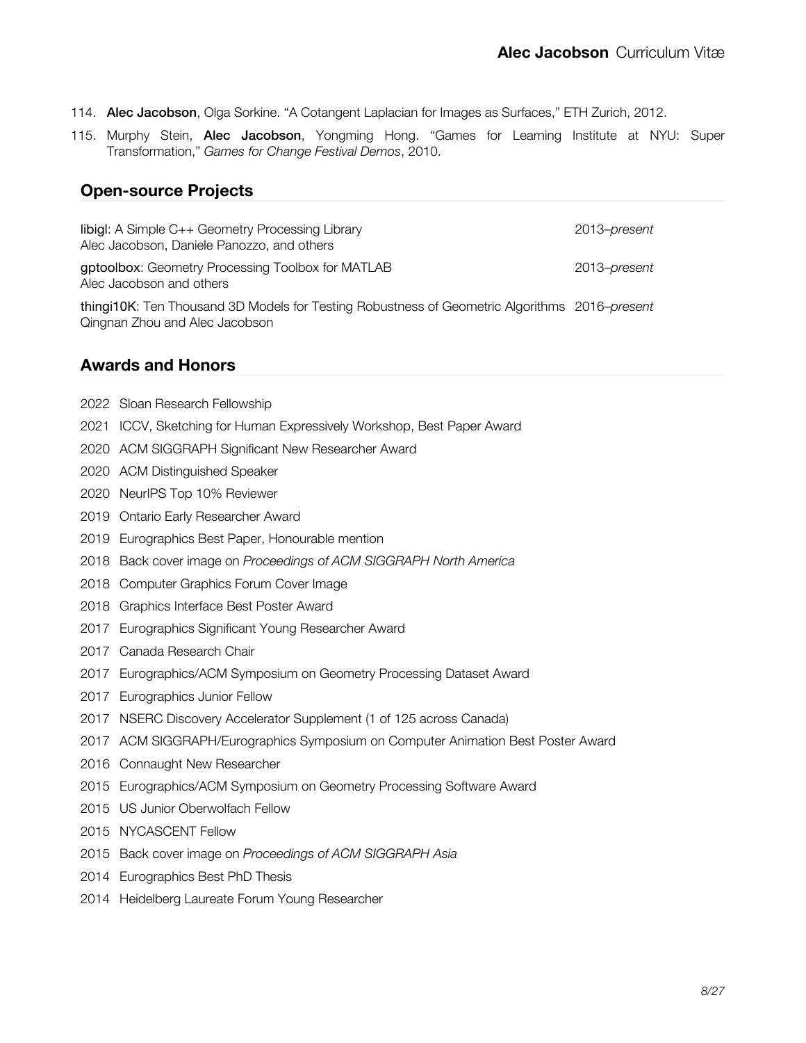114. **Alec Jacobson**, Olga Sorkine. "A Cotangent Laplacian for Images as Surfaces," ETH Zurich, 2012.
115. Murphy Stein, **Alec Jacobson**, Yongming Hong. "Games for Learning Institute at NYU: Super Transformation," *Games for Change Festival Demos*, 2010.

## Open-source Projects

**libigl**: A Simple C++ Geometry Processing Library — 2013–*present*
Alec Jacobson, Daniele Panozzo, and others

**gptoolbox**: Geometry Processing Toolbox for MATLAB — 2013–*present*
Alec Jacobson and others

**thingi10K**: Ten Thousand 3D Models for Testing Robustness of Geometric Algorithms — 2016–*present*
Qingnan Zhou and Alec Jacobson

## Awards and Honors

- 2022 Sloan Research Fellowship
- 2021 ICCV, Sketching for Human Expressively Workshop, Best Paper Award
- 2020 ACM SIGGRAPH Significant New Researcher Award
- 2020 ACM Distinguished Speaker
- 2020 NeurIPS Top 10% Reviewer
- 2019 Ontario Early Researcher Award
- 2019 Eurographics Best Paper, Honourable mention
- 2018 Back cover image on *Proceedings of ACM SIGGRAPH North America*
- 2018 Computer Graphics Forum Cover Image
- 2018 Graphics Interface Best Poster Award
- 2017 Eurographics Significant Young Researcher Award
- 2017 Canada Research Chair
- 2017 Eurographics/ACM Symposium on Geometry Processing Dataset Award
- 2017 Eurographics Junior Fellow
- 2017 NSERC Discovery Accelerator Supplement (1 of 125 across Canada)
- 2017 ACM SIGGRAPH/Eurographics Symposium on Computer Animation Best Poster Award
- 2016 Connaught New Researcher
- 2015 Eurographics/ACM Symposium on Geometry Processing Software Award
- 2015 US Junior Oberwolfach Fellow
- 2015 NYCASCENT Fellow
- 2015 Back cover image on *Proceedings of ACM SIGGRAPH Asia*
- 2014 Eurographics Best PhD Thesis
- 2014 Heidelberg Laureate Forum Young Researcher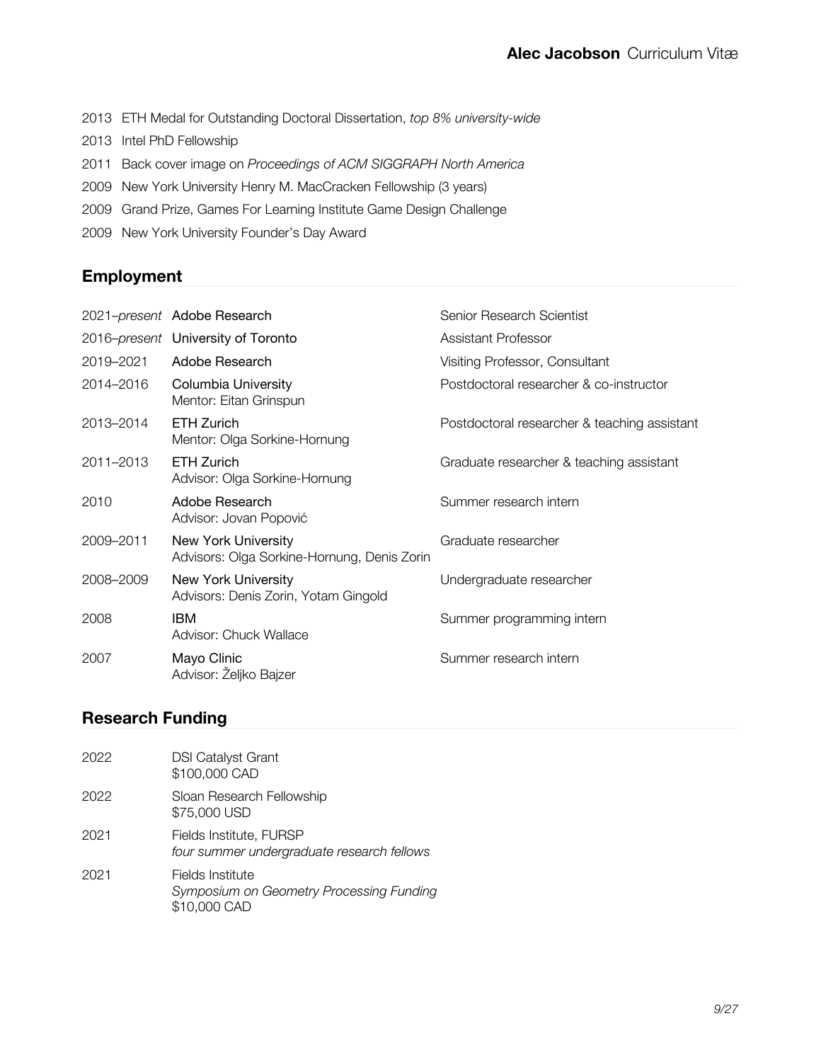2013 ETH Medal for Outstanding Doctoral Dissertation, *top 8% university-wide*

2013 Intel PhD Fellowship

2011 Back cover image on *Proceedings of ACM SIGGRAPH North America*

2009 New York University Henry M. MacCracken Fellowship (3 years)

2009 Grand Prize, Games For Learning Institute Game Design Challenge

2009 New York University Founder's Day Award

## Employment

| | | |
|---|---|---|
| 2021–*present* | Adobe Research | Senior Research Scientist |
| 2016–*present* | University of Toronto | Assistant Professor |
| 2019–2021 | Adobe Research | Visiting Professor, Consultant |
| 2014–2016 | Columbia University<br>Mentor: Eitan Grinspun | Postdoctoral researcher & co-instructor |
| 2013–2014 | ETH Zurich<br>Mentor: Olga Sorkine-Hornung | Postdoctoral researcher & teaching assistant |
| 2011–2013 | ETH Zurich<br>Advisor: Olga Sorkine-Hornung | Graduate researcher & teaching assistant |
| 2010 | Adobe Research<br>Advisor: Jovan Popović | Summer research intern |
| 2009–2011 | New York University<br>Advisors: Olga Sorkine-Hornung, Denis Zorin | Graduate researcher |
| 2008–2009 | New York University<br>Advisors: Denis Zorin, Yotam Gingold | Undergraduate researcher |
| 2008 | IBM<br>Advisor: Chuck Wallace | Summer programming intern |
| 2007 | Mayo Clinic<br>Advisor: Željko Bajzer | Summer research intern |

## Research Funding

| | |
|---|---|
| 2022 | DSI Catalyst Grant<br>$100,000 CAD |
| 2022 | Sloan Research Fellowship<br>$75,000 USD |
| 2021 | Fields Institute, FURSP<br>*four summer undergraduate research fellows* |
| 2021 | Fields Institute<br>*Symposium on Geometry Processing Funding*<br>$10,000 CAD |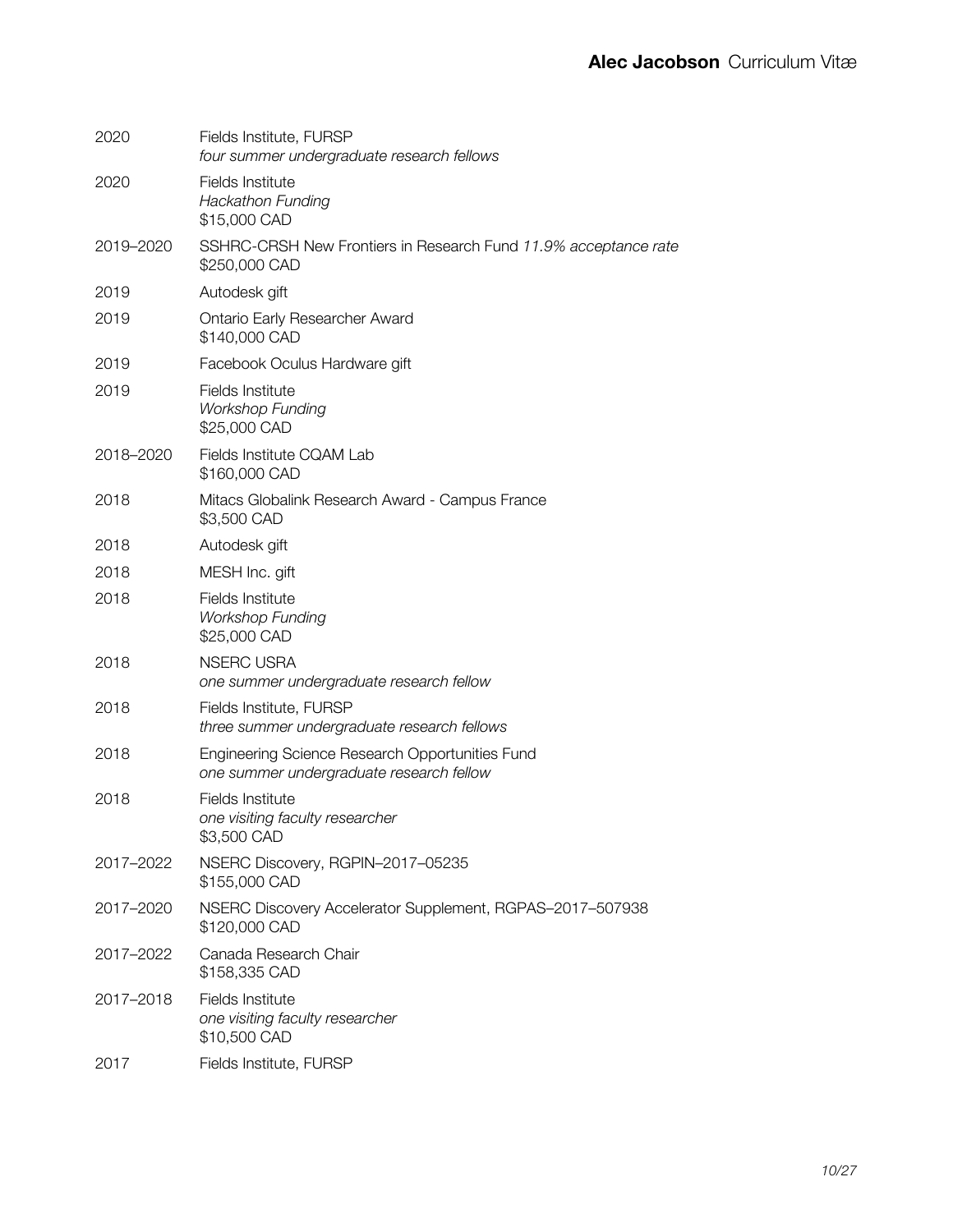| | |
|---|---|
| 2020 | Fields Institute, FURSP<br>*four summer undergraduate research fellows* |
| 2020 | Fields Institute<br>*Hackathon Funding*<br>$15,000 CAD |
| 2019–2020 | SSHRC-CRSH New Frontiers in Research Fund *11.9% acceptance rate*<br>$250,000 CAD |
| 2019 | Autodesk gift |
| 2019 | Ontario Early Researcher Award<br>$140,000 CAD |
| 2019 | Facebook Oculus Hardware gift |
| 2019 | Fields Institute<br>*Workshop Funding*<br>$25,000 CAD |
| 2018–2020 | Fields Institute CQAM Lab<br>$160,000 CAD |
| 2018 | Mitacs Globalink Research Award - Campus France<br>$3,500 CAD |
| 2018 | Autodesk gift |
| 2018 | MESH Inc. gift |
| 2018 | Fields Institute<br>*Workshop Funding*<br>$25,000 CAD |
| 2018 | NSERC USRA<br>*one summer undergraduate research fellow* |
| 2018 | Fields Institute, FURSP<br>*three summer undergraduate research fellows* |
| 2018 | Engineering Science Research Opportunities Fund<br>*one summer undergraduate research fellow* |
| 2018 | Fields Institute<br>*one visiting faculty researcher*<br>$3,500 CAD |
| 2017–2022 | NSERC Discovery, RGPIN–2017–05235<br>$155,000 CAD |
| 2017–2020 | NSERC Discovery Accelerator Supplement, RGPAS–2017–507938<br>$120,000 CAD |
| 2017–2022 | Canada Research Chair<br>$158,335 CAD |
| 2017–2018 | Fields Institute<br>*one visiting faculty researcher*<br>$10,500 CAD |
| 2017 | Fields Institute, FURSP |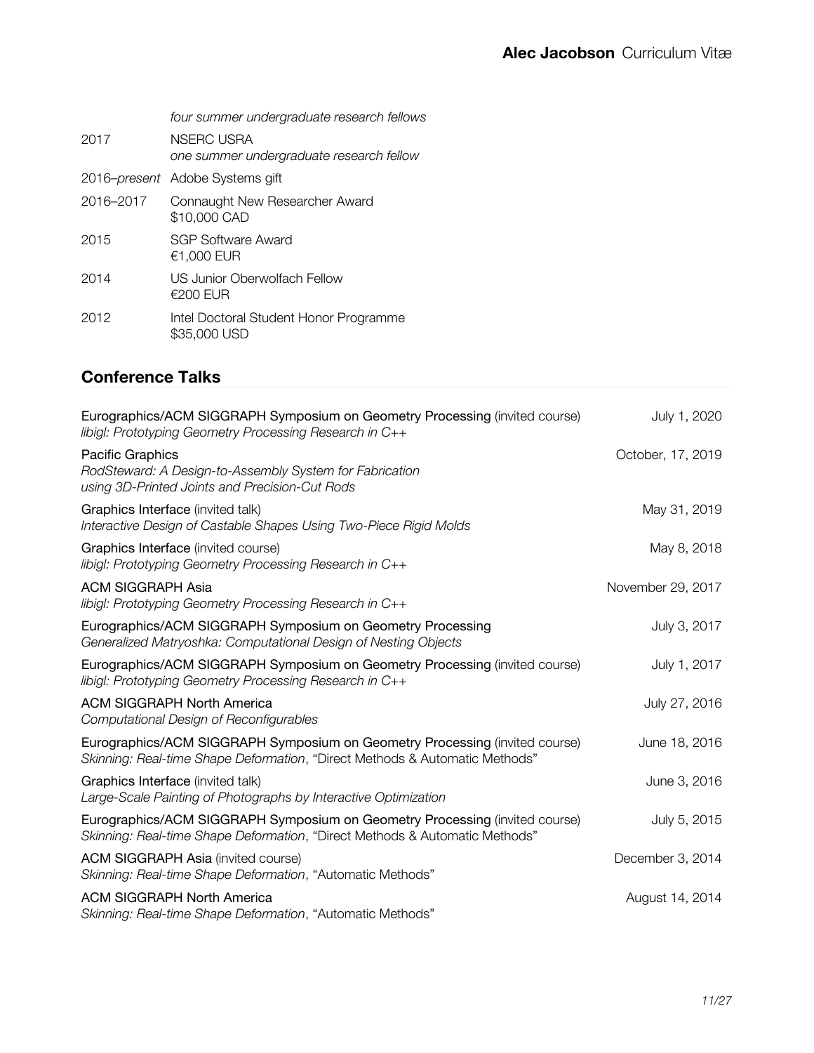| | |
|---|---|
| | *four summer undergraduate research fellows* |
| 2017 | NSERC USRA<br>*one summer undergraduate research fellow* |
| 2016–*present* | Adobe Systems gift |
| 2016–2017 | Connaught New Researcher Award<br>$10,000 CAD |
| 2015 | SGP Software Award<br>€1,000 EUR |
| 2014 | US Junior Oberwolfach Fellow<br>€200 EUR |
| 2012 | Intel Doctoral Student Honor Programme<br>$35,000 USD |

## Conference Talks

| | |
|---|---|
| Eurographics/ACM SIGGRAPH Symposium on Geometry Processing (invited course)<br>*libigl: Prototyping Geometry Processing Research in C++* | July 1, 2020 |
| Pacific Graphics<br>*RodSteward: A Design-to-Assembly System for Fabrication using 3D-Printed Joints and Precision-Cut Rods* | October, 17, 2019 |
| Graphics Interface (invited talk)<br>*Interactive Design of Castable Shapes Using Two-Piece Rigid Molds* | May 31, 2019 |
| Graphics Interface (invited course)<br>*libigl: Prototyping Geometry Processing Research in C++* | May 8, 2018 |
| ACM SIGGRAPH Asia<br>*libigl: Prototyping Geometry Processing Research in C++* | November 29, 2017 |
| Eurographics/ACM SIGGRAPH Symposium on Geometry Processing<br>*Generalized Matryoshka: Computational Design of Nesting Objects* | July 3, 2017 |
| Eurographics/ACM SIGGRAPH Symposium on Geometry Processing (invited course)<br>*libigl: Prototyping Geometry Processing Research in C++* | July 1, 2017 |
| ACM SIGGRAPH North America<br>*Computational Design of Reconfigurables* | July 27, 2016 |
| Eurographics/ACM SIGGRAPH Symposium on Geometry Processing (invited course)<br>*Skinning: Real-time Shape Deformation*, "Direct Methods & Automatic Methods" | June 18, 2016 |
| Graphics Interface (invited talk)<br>*Large-Scale Painting of Photographs by Interactive Optimization* | June 3, 2016 |
| Eurographics/ACM SIGGRAPH Symposium on Geometry Processing (invited course)<br>*Skinning: Real-time Shape Deformation*, "Direct Methods & Automatic Methods" | July 5, 2015 |
| ACM SIGGRAPH Asia (invited course)<br>*Skinning: Real-time Shape Deformation*, "Automatic Methods" | December 3, 2014 |
| ACM SIGGRAPH North America<br>*Skinning: Real-time Shape Deformation*, "Automatic Methods" | August 14, 2014 |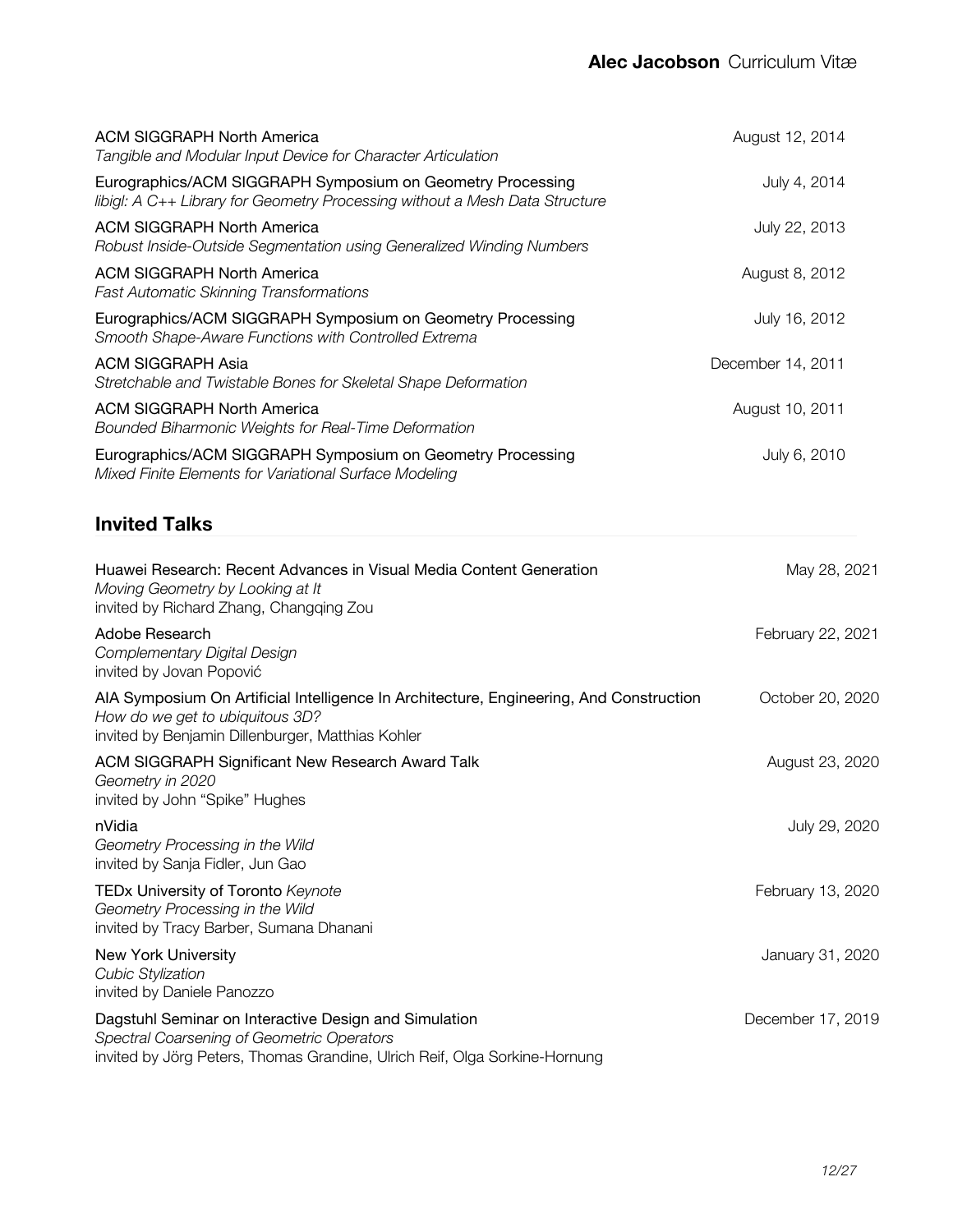ACM SIGGRAPH North America  
*Tangible and Modular Input Device for Character Articulation*  
August 12, 2014

Eurographics/ACM SIGGRAPH Symposium on Geometry Processing  
*libigl: A C++ Library for Geometry Processing without a Mesh Data Structure*  
July 4, 2014

ACM SIGGRAPH North America  
*Robust Inside-Outside Segmentation using Generalized Winding Numbers*  
July 22, 2013

ACM SIGGRAPH North America  
*Fast Automatic Skinning Transformations*  
August 8, 2012

Eurographics/ACM SIGGRAPH Symposium on Geometry Processing  
*Smooth Shape-Aware Functions with Controlled Extrema*  
July 16, 2012

ACM SIGGRAPH Asia  
*Stretchable and Twistable Bones for Skeletal Shape Deformation*  
December 14, 2011

ACM SIGGRAPH North America  
*Bounded Biharmonic Weights for Real-Time Deformation*  
August 10, 2011

Eurographics/ACM SIGGRAPH Symposium on Geometry Processing  
*Mixed Finite Elements for Variational Surface Modeling*  
July 6, 2010

## Invited Talks

Huawei Research: Recent Advances in Visual Media Content Generation  
*Moving Geometry by Looking at It*  
invited by Richard Zhang, Changqing Zou  
May 28, 2021

Adobe Research  
*Complementary Digital Design*  
invited by Jovan Popović  
February 22, 2021

AIA Symposium On Artificial Intelligence In Architecture, Engineering, And Construction  
*How do we get to ubiquitous 3D?*  
invited by Benjamin Dillenburger, Matthias Kohler  
October 20, 2020

ACM SIGGRAPH Significant New Research Award Talk  
*Geometry in 2020*  
invited by John “Spike” Hughes  
August 23, 2020

nVidia  
*Geometry Processing in the Wild*  
invited by Sanja Fidler, Jun Gao  
July 29, 2020

TEDx University of Toronto *Keynote*  
*Geometry Processing in the Wild*  
invited by Tracy Barber, Sumana Dhanani  
February 13, 2020

New York University  
*Cubic Stylization*  
invited by Daniele Panozzo  
January 31, 2020

Dagstuhl Seminar on Interactive Design and Simulation  
*Spectral Coarsening of Geometric Operators*  
invited by Jörg Peters, Thomas Grandine, Ulrich Reif, Olga Sorkine-Hornung  
December 17, 2019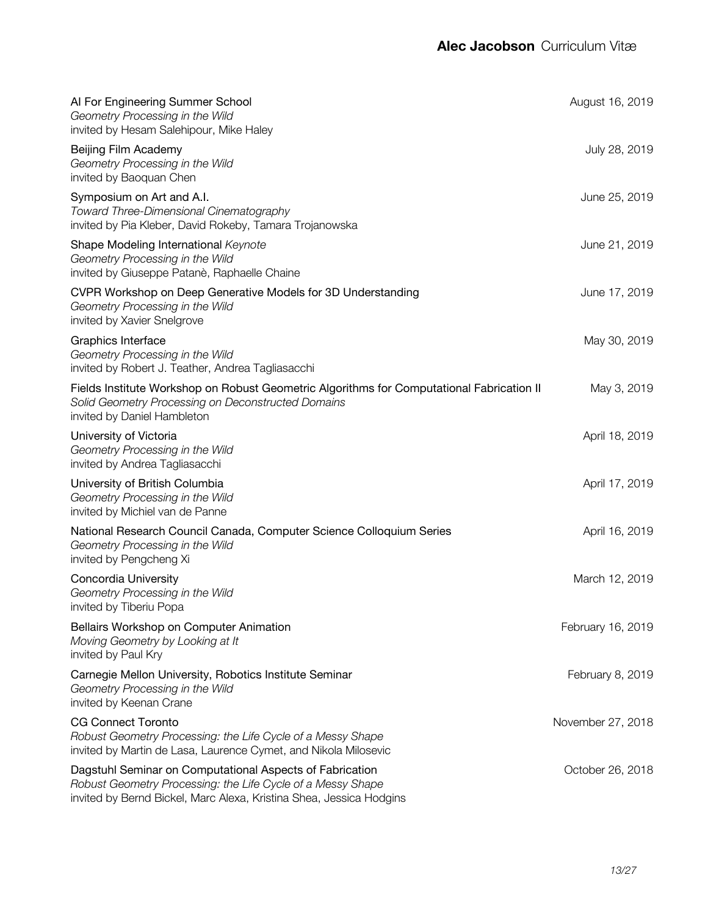AI For Engineering Summer School — August 16, 2019
*Geometry Processing in the Wild*
invited by Hesam Salehipour, Mike Haley

Beijing Film Academy — July 28, 2019
*Geometry Processing in the Wild*
invited by Baoquan Chen

Symposium on Art and A.I. — June 25, 2019
*Toward Three-Dimensional Cinematography*
invited by Pia Kleber, David Rokeby, Tamara Trojanowska

Shape Modeling International *Keynote* — June 21, 2019
*Geometry Processing in the Wild*
invited by Giuseppe Patanè, Raphaelle Chaine

CVPR Workshop on Deep Generative Models for 3D Understanding — June 17, 2019
*Geometry Processing in the Wild*
invited by Xavier Snelgrove

Graphics Interface — May 30, 2019
*Geometry Processing in the Wild*
invited by Robert J. Teather, Andrea Tagliasacchi

Fields Institute Workshop on Robust Geometric Algorithms for Computational Fabrication II — May 3, 2019
*Solid Geometry Processing on Deconstructed Domains*
invited by Daniel Hambleton

University of Victoria — April 18, 2019
*Geometry Processing in the Wild*
invited by Andrea Tagliasacchi

University of British Columbia — April 17, 2019
*Geometry Processing in the Wild*
invited by Michiel van de Panne

National Research Council Canada, Computer Science Colloquium Series — April 16, 2019
*Geometry Processing in the Wild*
invited by Pengcheng Xi

Concordia University — March 12, 2019
*Geometry Processing in the Wild*
invited by Tiberiu Popa

Bellairs Workshop on Computer Animation — February 16, 2019
*Moving Geometry by Looking at It*
invited by Paul Kry

Carnegie Mellon University, Robotics Institute Seminar — February 8, 2019
*Geometry Processing in the Wild*
invited by Keenan Crane

CG Connect Toronto — November 27, 2018
*Robust Geometry Processing: the Life Cycle of a Messy Shape*
invited by Martin de Lasa, Laurence Cymet, and Nikola Milosevic

Dagstuhl Seminar on Computational Aspects of Fabrication — October 26, 2018
*Robust Geometry Processing: the Life Cycle of a Messy Shape*
invited by Bernd Bickel, Marc Alexa, Kristina Shea, Jessica Hodgins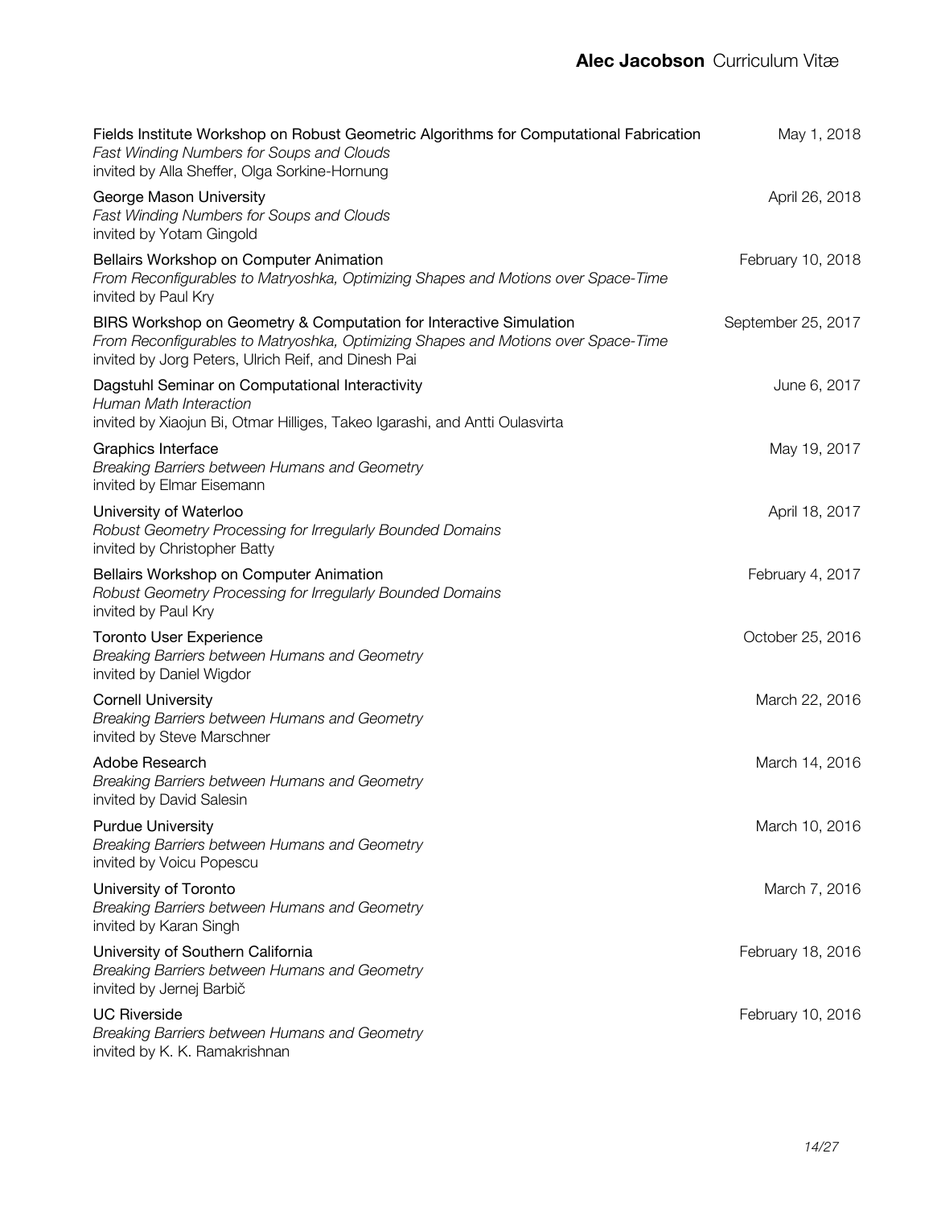Fields Institute Workshop on Robust Geometric Algorithms for Computational Fabrication — May 1, 2018
*Fast Winding Numbers for Soups and Clouds*
invited by Alla Sheffer, Olga Sorkine-Hornung

George Mason University — April 26, 2018
*Fast Winding Numbers for Soups and Clouds*
invited by Yotam Gingold

Bellairs Workshop on Computer Animation — February 10, 2018
*From Reconfigurables to Matryoshka, Optimizing Shapes and Motions over Space-Time*
invited by Paul Kry

BIRS Workshop on Geometry & Computation for Interactive Simulation — September 25, 2017
*From Reconfigurables to Matryoshka, Optimizing Shapes and Motions over Space-Time*
invited by Jorg Peters, Ulrich Reif, and Dinesh Pai

Dagstuhl Seminar on Computational Interactivity — June 6, 2017
*Human Math Interaction*
invited by Xiaojun Bi, Otmar Hilliges, Takeo Igarashi, and Antti Oulasvirta

Graphics Interface — May 19, 2017
*Breaking Barriers between Humans and Geometry*
invited by Elmar Eisemann

University of Waterloo — April 18, 2017
*Robust Geometry Processing for Irregularly Bounded Domains*
invited by Christopher Batty

Bellairs Workshop on Computer Animation — February 4, 2017
*Robust Geometry Processing for Irregularly Bounded Domains*
invited by Paul Kry

Toronto User Experience — October 25, 2016
*Breaking Barriers between Humans and Geometry*
invited by Daniel Wigdor

Cornell University — March 22, 2016
*Breaking Barriers between Humans and Geometry*
invited by Steve Marschner

Adobe Research — March 14, 2016
*Breaking Barriers between Humans and Geometry*
invited by David Salesin

Purdue University — March 10, 2016
*Breaking Barriers between Humans and Geometry*
invited by Voicu Popescu

University of Toronto — March 7, 2016
*Breaking Barriers between Humans and Geometry*
invited by Karan Singh

University of Southern California — February 18, 2016
*Breaking Barriers between Humans and Geometry*
invited by Jernej Barbič

UC Riverside — February 10, 2016
*Breaking Barriers between Humans and Geometry*
invited by K. K. Ramakrishnan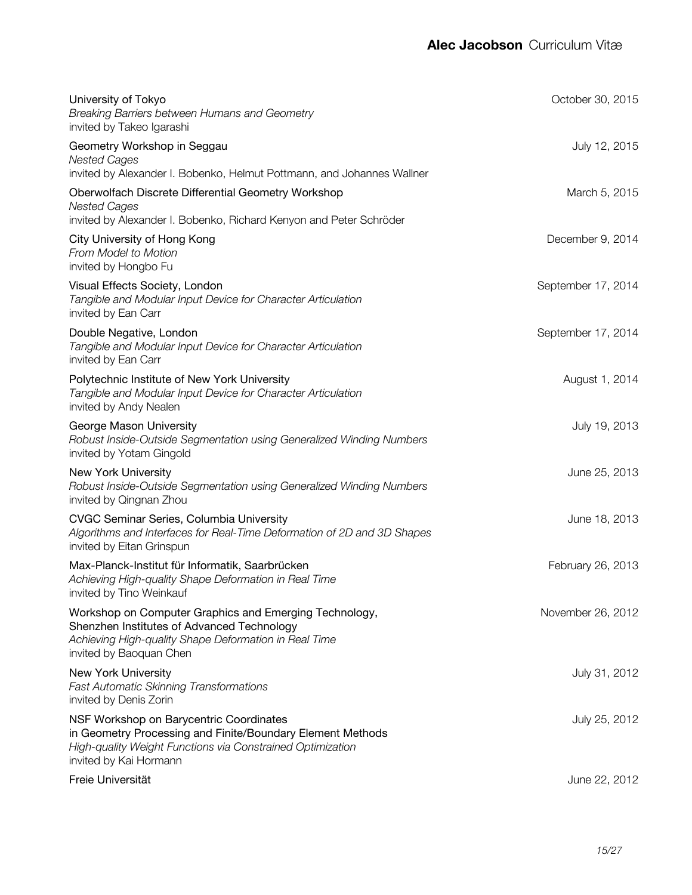University of Tokyo — October 30, 2015
*Breaking Barriers between Humans and Geometry*
invited by Takeo Igarashi

Geometry Workshop in Seggau — July 12, 2015
*Nested Cages*
invited by Alexander I. Bobenko, Helmut Pottmann, and Johannes Wallner

Oberwolfach Discrete Differential Geometry Workshop — March 5, 2015
*Nested Cages*
invited by Alexander I. Bobenko, Richard Kenyon and Peter Schröder

City University of Hong Kong — December 9, 2014
*From Model to Motion*
invited by Hongbo Fu

Visual Effects Society, London — September 17, 2014
*Tangible and Modular Input Device for Character Articulation*
invited by Ean Carr

Double Negative, London — September 17, 2014
*Tangible and Modular Input Device for Character Articulation*
invited by Ean Carr

Polytechnic Institute of New York University — August 1, 2014
*Tangible and Modular Input Device for Character Articulation*
invited by Andy Nealen

George Mason University — July 19, 2013
*Robust Inside-Outside Segmentation using Generalized Winding Numbers*
invited by Yotam Gingold

New York University — June 25, 2013
*Robust Inside-Outside Segmentation using Generalized Winding Numbers*
invited by Qingnan Zhou

CVGC Seminar Series, Columbia University — June 18, 2013
*Algorithms and Interfaces for Real-Time Deformation of 2D and 3D Shapes*
invited by Eitan Grinspun

Max-Planck-Institut für Informatik, Saarbrücken — February 26, 2013
*Achieving High-quality Shape Deformation in Real Time*
invited by Tino Weinkauf

Workshop on Computer Graphics and Emerging Technology, Shenzhen Institutes of Advanced Technology — November 26, 2012
*Achieving High-quality Shape Deformation in Real Time*
invited by Baoquan Chen

New York University — July 31, 2012
*Fast Automatic Skinning Transformations*
invited by Denis Zorin

NSF Workshop on Barycentric Coordinates in Geometry Processing and Finite/Boundary Element Methods — July 25, 2012
*High-quality Weight Functions via Constrained Optimization*
invited by Kai Hormann

Freie Universität — June 22, 2012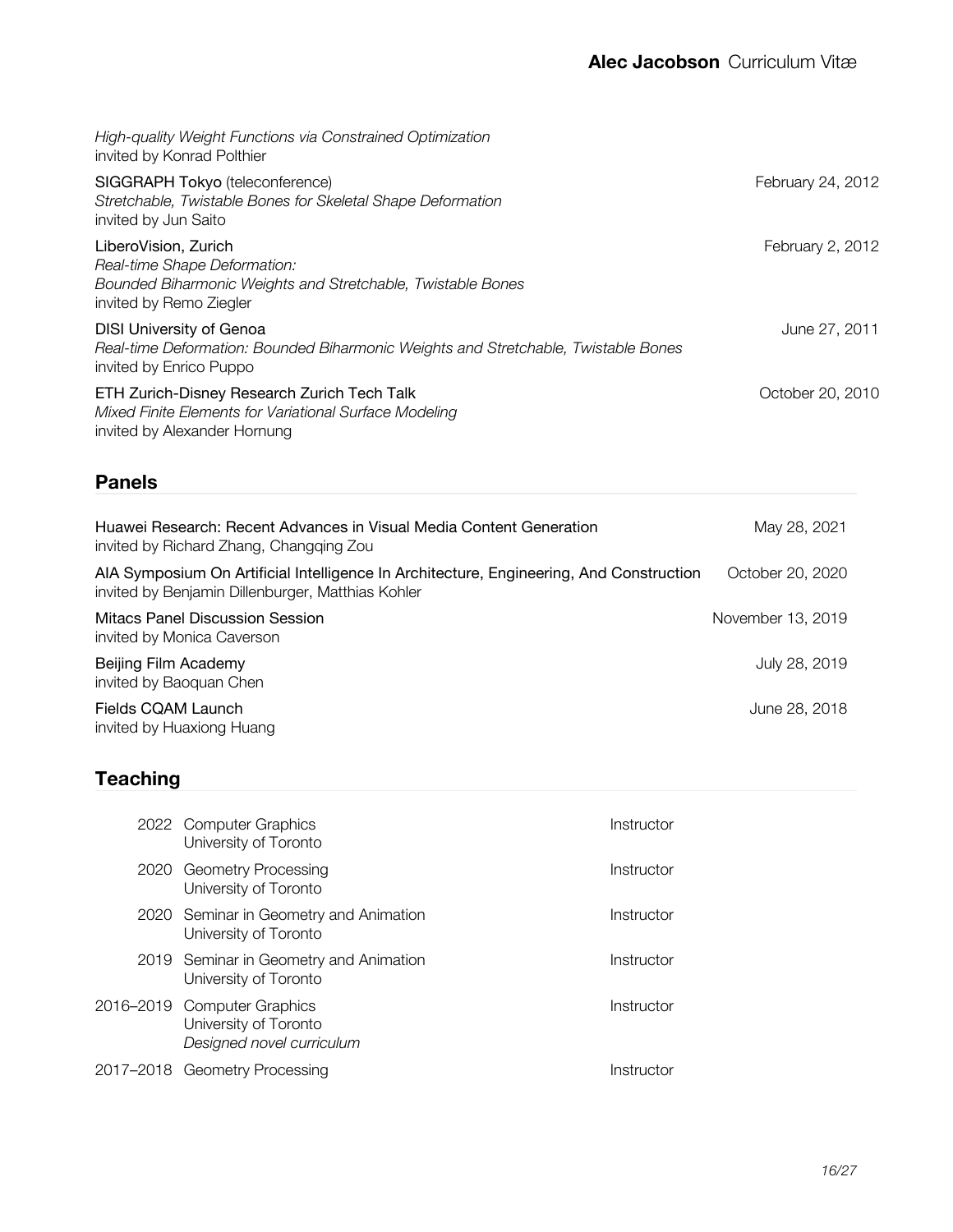*High-quality Weight Functions via Constrained Optimization*
invited by Konrad Polthier

SIGGRAPH Tokyo (teleconference) — February 24, 2012
*Stretchable, Twistable Bones for Skeletal Shape Deformation*
invited by Jun Saito

LiberoVision, Zurich — February 2, 2012
*Real-time Shape Deformation:*
*Bounded Biharmonic Weights and Stretchable, Twistable Bones*
invited by Remo Ziegler

DISI University of Genoa — June 27, 2011
*Real-time Deformation: Bounded Biharmonic Weights and Stretchable, Twistable Bones*
invited by Enrico Puppo

ETH Zurich-Disney Research Zurich Tech Talk — October 20, 2010
*Mixed Finite Elements for Variational Surface Modeling*
invited by Alexander Hornung

## Panels

Huawei Research: Recent Advances in Visual Media Content Generation — May 28, 2021
invited by Richard Zhang, Changqing Zou

AIA Symposium On Artificial Intelligence In Architecture, Engineering, And Construction — October 20, 2020
invited by Benjamin Dillenburger, Matthias Kohler

Mitacs Panel Discussion Session — November 13, 2019
invited by Monica Caverson

Beijing Film Academy — July 28, 2019
invited by Baoquan Chen

Fields CQAM Launch — June 28, 2018
invited by Huaxiong Huang

## Teaching

| Year | Course | Role |
|---|---|---|
| 2022 | Computer Graphics<br>University of Toronto | Instructor |
| 2020 | Geometry Processing<br>University of Toronto | Instructor |
| 2020 | Seminar in Geometry and Animation<br>University of Toronto | Instructor |
| 2019 | Seminar in Geometry and Animation<br>University of Toronto | Instructor |
| 2016–2019 | Computer Graphics<br>University of Toronto<br>*Designed novel curriculum* | Instructor |
| 2017–2018 | Geometry Processing | Instructor |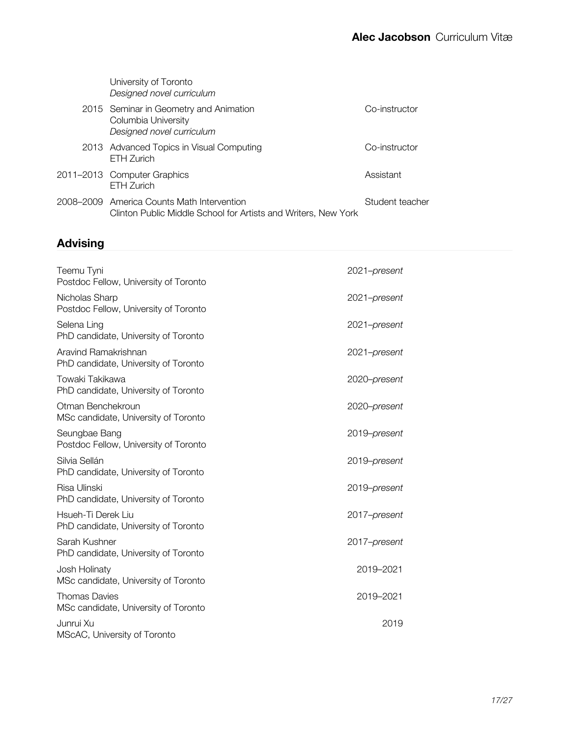| | | |
|---|---|---|
| | University of Toronto<br>*Designed novel curriculum* | |
| 2015 | Seminar in Geometry and Animation<br>Columbia University<br>*Designed novel curriculum* | Co-instructor |
| 2013 | Advanced Topics in Visual Computing<br>ETH Zurich | Co-instructor |
| 2011–2013 | Computer Graphics<br>ETH Zurich | Assistant |
| 2008–2009 | America Counts Math Intervention<br>Clinton Public Middle School for Artists and Writers, New York | Student teacher |

## Advising

| | |
|---|---|
| Teemu Tyni<br>Postdoc Fellow, University of Toronto | 2021–*present* |
| Nicholas Sharp<br>Postdoc Fellow, University of Toronto | 2021–*present* |
| Selena Ling<br>PhD candidate, University of Toronto | 2021–*present* |
| Aravind Ramakrishnan<br>PhD candidate, University of Toronto | 2021–*present* |
| Towaki Takikawa<br>PhD candidate, University of Toronto | 2020–*present* |
| Otman Benchekroun<br>MSc candidate, University of Toronto | 2020–*present* |
| Seungbae Bang<br>Postdoc Fellow, University of Toronto | 2019–*present* |
| Silvia Sellán<br>PhD candidate, University of Toronto | 2019–*present* |
| Risa Ulinski<br>PhD candidate, University of Toronto | 2019–*present* |
| Hsueh-Ti Derek Liu<br>PhD candidate, University of Toronto | 2017–*present* |
| Sarah Kushner<br>PhD candidate, University of Toronto | 2017–*present* |
| Josh Holinaty<br>MSc candidate, University of Toronto | 2019–2021 |
| Thomas Davies<br>MSc candidate, University of Toronto | 2019–2021 |
| Junrui Xu<br>MScAC, University of Toronto | 2019 |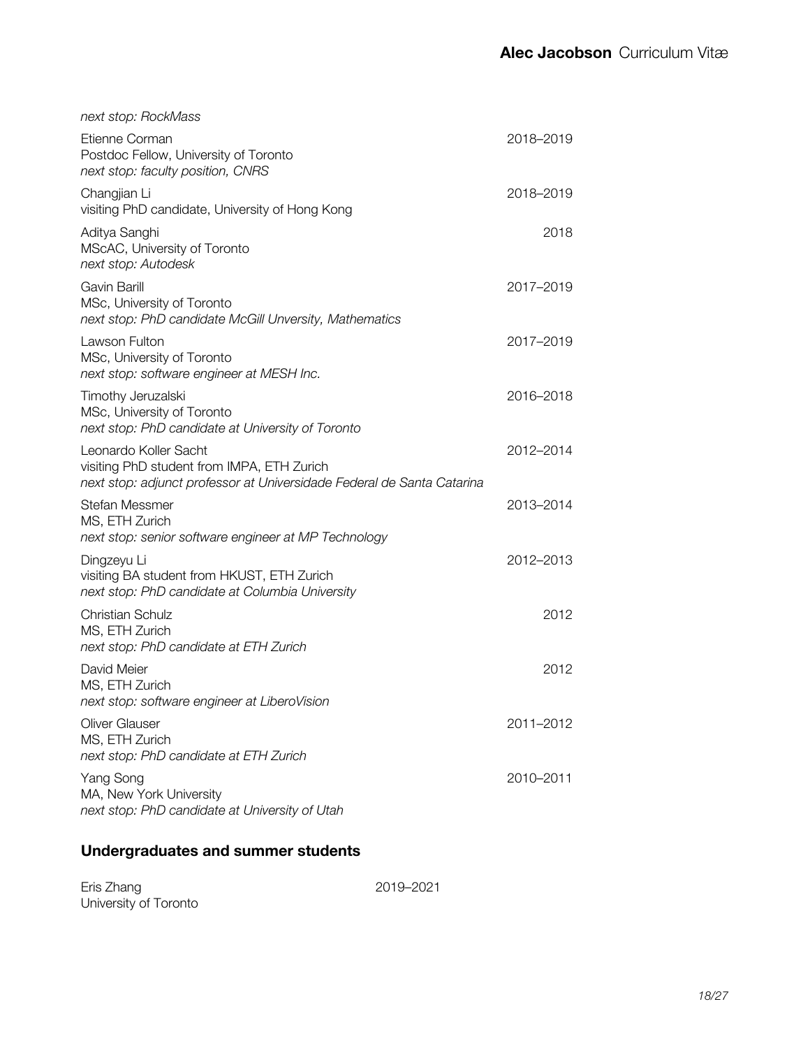*next stop: RockMass*

Etienne Corman — 2018–2019
Postdoc Fellow, University of Toronto
*next stop: faculty position, CNRS*

Changjian Li — 2018–2019
visiting PhD candidate, University of Hong Kong

Aditya Sanghi — 2018
MScAC, University of Toronto
*next stop: Autodesk*

Gavin Barill — 2017–2019
MSc, University of Toronto
*next stop: PhD candidate McGill Unversity, Mathematics*

Lawson Fulton — 2017–2019
MSc, University of Toronto
*next stop: software engineer at MESH Inc.*

Timothy Jeruzalski — 2016–2018
MSc, University of Toronto
*next stop: PhD candidate at University of Toronto*

Leonardo Koller Sacht — 2012–2014
visiting PhD student from IMPA, ETH Zurich
*next stop: adjunct professor at Universidade Federal de Santa Catarina*

Stefan Messmer — 2013–2014
MS, ETH Zurich
*next stop: senior software engineer at MP Technology*

Dingzeyu Li — 2012–2013
visiting BA student from HKUST, ETH Zurich
*next stop: PhD candidate at Columbia University*

Christian Schulz — 2012
MS, ETH Zurich
*next stop: PhD candidate at ETH Zurich*

David Meier — 2012
MS, ETH Zurich
*next stop: software engineer at LiberoVision*

Oliver Glauser — 2011–2012
MS, ETH Zurich
*next stop: PhD candidate at ETH Zurich*

Yang Song — 2010–2011
MA, New York University
*next stop: PhD candidate at University of Utah*

## Undergraduates and summer students

Eris Zhang — 2019–2021
University of Toronto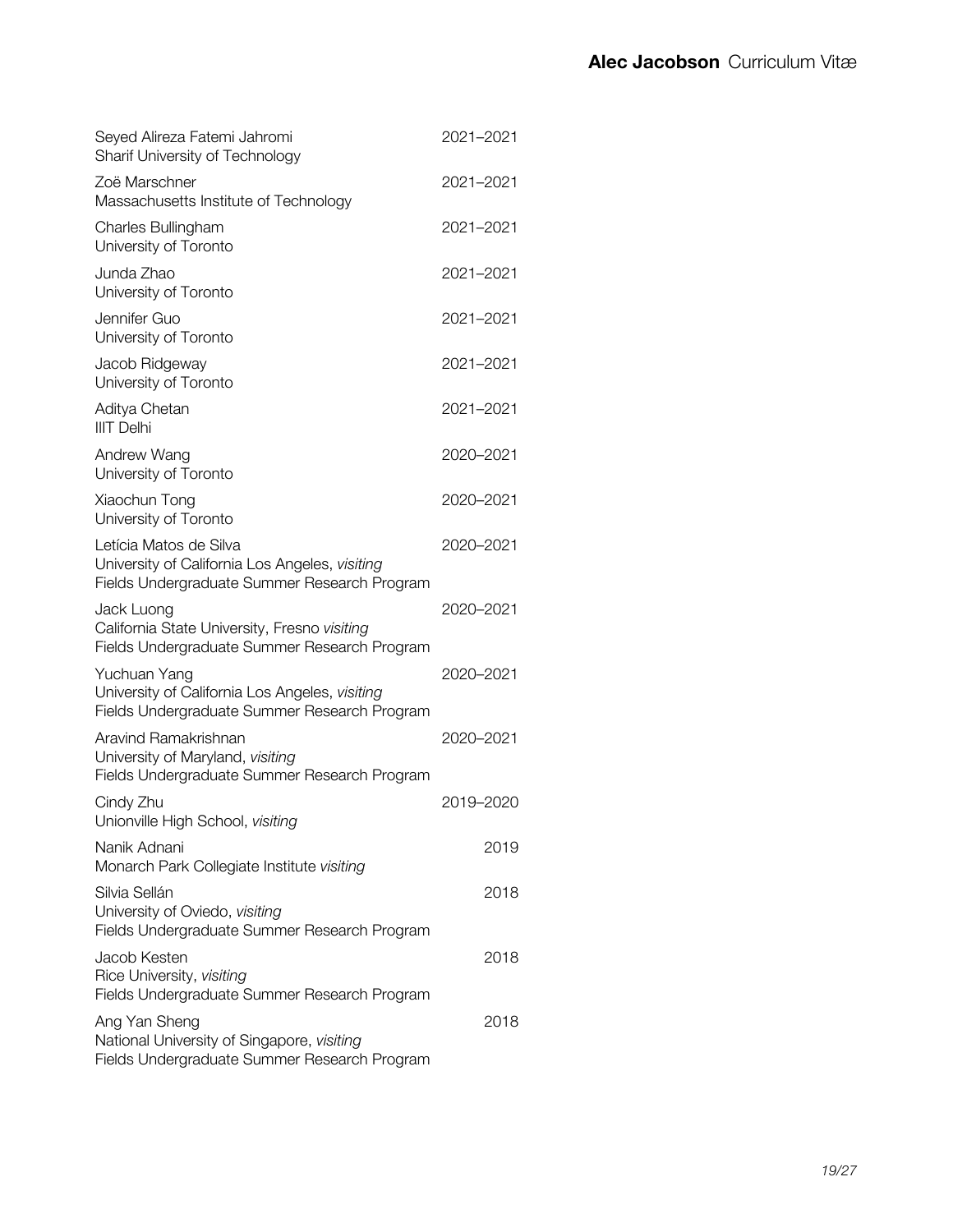Seyed Alireza Fatemi Jahromi  
Sharif University of Technology  
2021–2021

Zoë Marschner  
Massachusetts Institute of Technology  
2021–2021

Charles Bullingham  
University of Toronto  
2021–2021

Junda Zhao  
University of Toronto  
2021–2021

Jennifer Guo  
University of Toronto  
2021–2021

Jacob Ridgeway  
University of Toronto  
2021–2021

Aditya Chetan  
IIIT Delhi  
2021–2021

Andrew Wang  
University of Toronto  
2020–2021

Xiaochun Tong  
University of Toronto  
2020–2021

Letícia Matos de Silva  
University of California Los Angeles, *visiting*  
Fields Undergraduate Summer Research Program  
2020–2021

Jack Luong  
California State University, Fresno *visiting*  
Fields Undergraduate Summer Research Program  
2020–2021

Yuchuan Yang  
University of California Los Angeles, *visiting*  
Fields Undergraduate Summer Research Program  
2020–2021

Aravind Ramakrishnan  
University of Maryland, *visiting*  
Fields Undergraduate Summer Research Program  
2020–2021

Cindy Zhu  
Unionville High School, *visiting*  
2019–2020

Nanik Adnani  
Monarch Park Collegiate Institute *visiting*  
2019

Silvia Sellán  
University of Oviedo, *visiting*  
Fields Undergraduate Summer Research Program  
2018

Jacob Kesten  
Rice University, *visiting*  
Fields Undergraduate Summer Research Program  
2018

Ang Yan Sheng  
National University of Singapore, *visiting*  
Fields Undergraduate Summer Research Program  
2018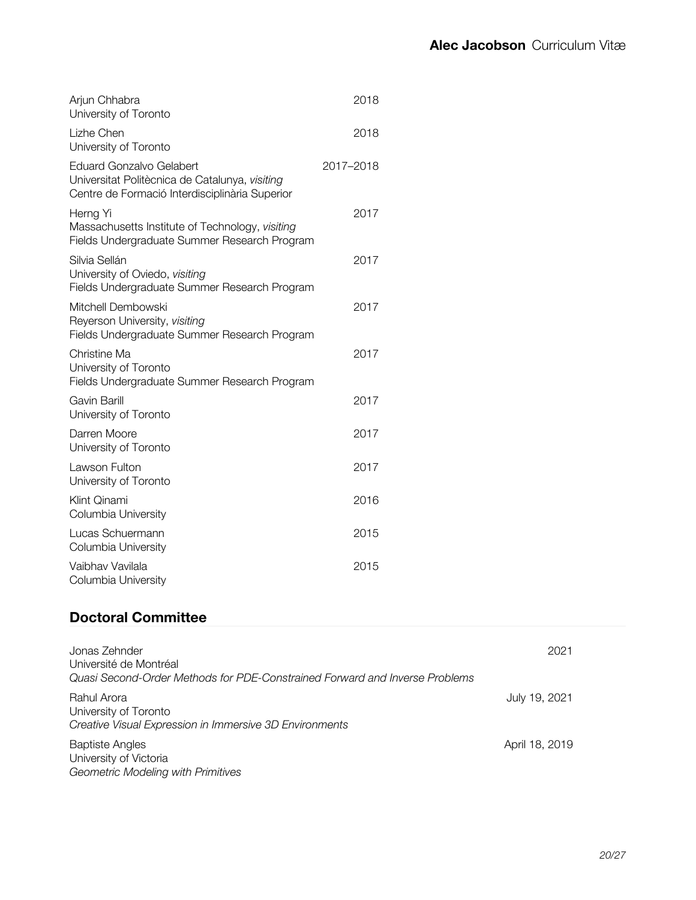Arjun Chhabra — 2018
University of Toronto

Lizhe Chen — 2018
University of Toronto

Eduard Gonzalvo Gelabert — 2017–2018
Universitat Politècnica de Catalunya, *visiting*
Centre de Formació Interdisciplinària Superior

Herng Yi — 2017
Massachusetts Institute of Technology, *visiting*
Fields Undergraduate Summer Research Program

Silvia Sellán — 2017
University of Oviedo, *visiting*
Fields Undergraduate Summer Research Program

Mitchell Dembowski — 2017
Reyerson University, *visiting*
Fields Undergraduate Summer Research Program

Christine Ma — 2017
University of Toronto
Fields Undergraduate Summer Research Program

Gavin Barill — 2017
University of Toronto

Darren Moore — 2017
University of Toronto

Lawson Fulton — 2017
University of Toronto

Klint Qinami — 2016
Columbia University

Lucas Schuermann — 2015
Columbia University

Vaibhav Vavilala — 2015
Columbia University

## Doctoral Committee

Jonas Zehnder — 2021
Université de Montréal
*Quasi Second-Order Methods for PDE-Constrained Forward and Inverse Problems*

Rahul Arora — July 19, 2021
University of Toronto
*Creative Visual Expression in Immersive 3D Environments*

Baptiste Angles — April 18, 2019
University of Victoria
*Geometric Modeling with Primitives*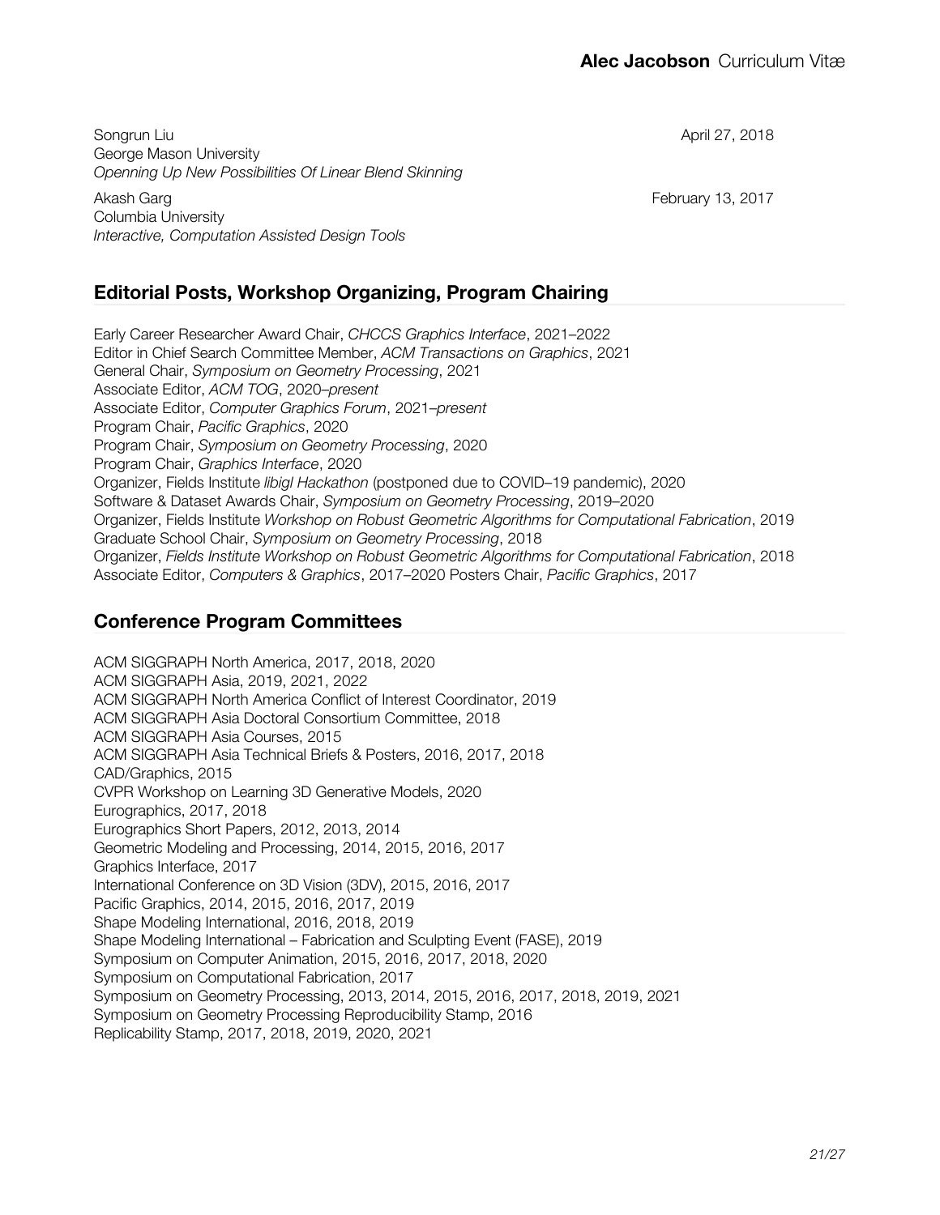Songrun Liu April 27, 2018
George Mason University
*Openning Up New Possibilities Of Linear Blend Skinning*

Akash Garg February 13, 2017
Columbia University
*Interactive, Computation Assisted Design Tools*

## Editorial Posts, Workshop Organizing, Program Chairing

Early Career Researcher Award Chair, *CHCCS Graphics Interface*, 2021–2022
Editor in Chief Search Committee Member, *ACM Transactions on Graphics*, 2021
General Chair, *Symposium on Geometry Processing*, 2021
Associate Editor, *ACM TOG*, 2020–*present*
Associate Editor, *Computer Graphics Forum*, 2021–*present*
Program Chair, *Pacific Graphics*, 2020
Program Chair, *Symposium on Geometry Processing*, 2020
Program Chair, *Graphics Interface*, 2020
Organizer, Fields Institute *libigl Hackathon* (postponed due to COVID–19 pandemic), 2020
Software & Dataset Awards Chair, *Symposium on Geometry Processing*, 2019–2020
Organizer, Fields Institute *Workshop on Robust Geometric Algorithms for Computational Fabrication*, 2019
Graduate School Chair, *Symposium on Geometry Processing*, 2018
Organizer, *Fields Institute Workshop on Robust Geometric Algorithms for Computational Fabrication*, 2018
Associate Editor, *Computers & Graphics*, 2017–2020 Posters Chair, *Pacific Graphics*, 2017

## Conference Program Committees

ACM SIGGRAPH North America, 2017, 2018, 2020
ACM SIGGRAPH Asia, 2019, 2021, 2022
ACM SIGGRAPH North America Conflict of Interest Coordinator, 2019
ACM SIGGRAPH Asia Doctoral Consortium Committee, 2018
ACM SIGGRAPH Asia Courses, 2015
ACM SIGGRAPH Asia Technical Briefs & Posters, 2016, 2017, 2018
CAD/Graphics, 2015
CVPR Workshop on Learning 3D Generative Models, 2020
Eurographics, 2017, 2018
Eurographics Short Papers, 2012, 2013, 2014
Geometric Modeling and Processing, 2014, 2015, 2016, 2017
Graphics Interface, 2017
International Conference on 3D Vision (3DV), 2015, 2016, 2017
Pacific Graphics, 2014, 2015, 2016, 2017, 2019
Shape Modeling International, 2016, 2018, 2019
Shape Modeling International – Fabrication and Sculpting Event (FASE), 2019
Symposium on Computer Animation, 2015, 2016, 2017, 2018, 2020
Symposium on Computational Fabrication, 2017
Symposium on Geometry Processing, 2013, 2014, 2015, 2016, 2017, 2018, 2019, 2021
Symposium on Geometry Processing Reproducibility Stamp, 2016
Replicability Stamp, 2017, 2018, 2019, 2020, 2021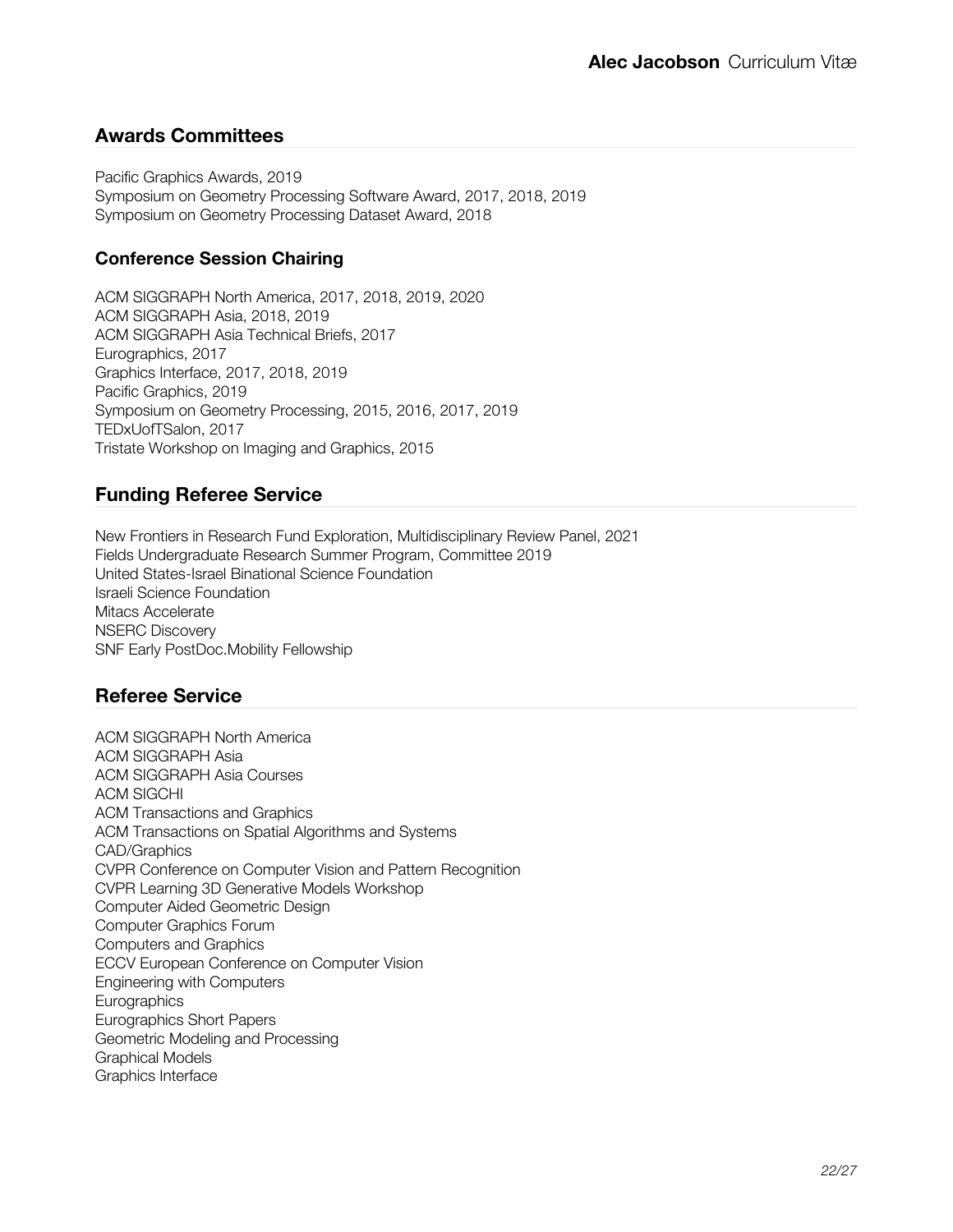## Awards Committees

Pacific Graphics Awards, 2019
Symposium on Geometry Processing Software Award, 2017, 2018, 2019
Symposium on Geometry Processing Dataset Award, 2018

### Conference Session Chairing

ACM SIGGRAPH North America, 2017, 2018, 2019, 2020
ACM SIGGRAPH Asia, 2018, 2019
ACM SIGGRAPH Asia Technical Briefs, 2017
Eurographics, 2017
Graphics Interface, 2017, 2018, 2019
Pacific Graphics, 2019
Symposium on Geometry Processing, 2015, 2016, 2017, 2019
TEDxUofTSalon, 2017
Tristate Workshop on Imaging and Graphics, 2015

## Funding Referee Service

New Frontiers in Research Fund Exploration, Multidisciplinary Review Panel, 2021
Fields Undergraduate Research Summer Program, Committee 2019
United States-Israel Binational Science Foundation
Israeli Science Foundation
Mitacs Accelerate
NSERC Discovery
SNF Early PostDoc.Mobility Fellowship

## Referee Service

ACM SIGGRAPH North America
ACM SIGGRAPH Asia
ACM SIGGRAPH Asia Courses
ACM SIGCHI
ACM Transactions and Graphics
ACM Transactions on Spatial Algorithms and Systems
CAD/Graphics
CVPR Conference on Computer Vision and Pattern Recognition
CVPR Learning 3D Generative Models Workshop
Computer Aided Geometric Design
Computer Graphics Forum
Computers and Graphics
ECCV European Conference on Computer Vision
Engineering with Computers
Eurographics
Eurographics Short Papers
Geometric Modeling and Processing
Graphical Models
Graphics Interface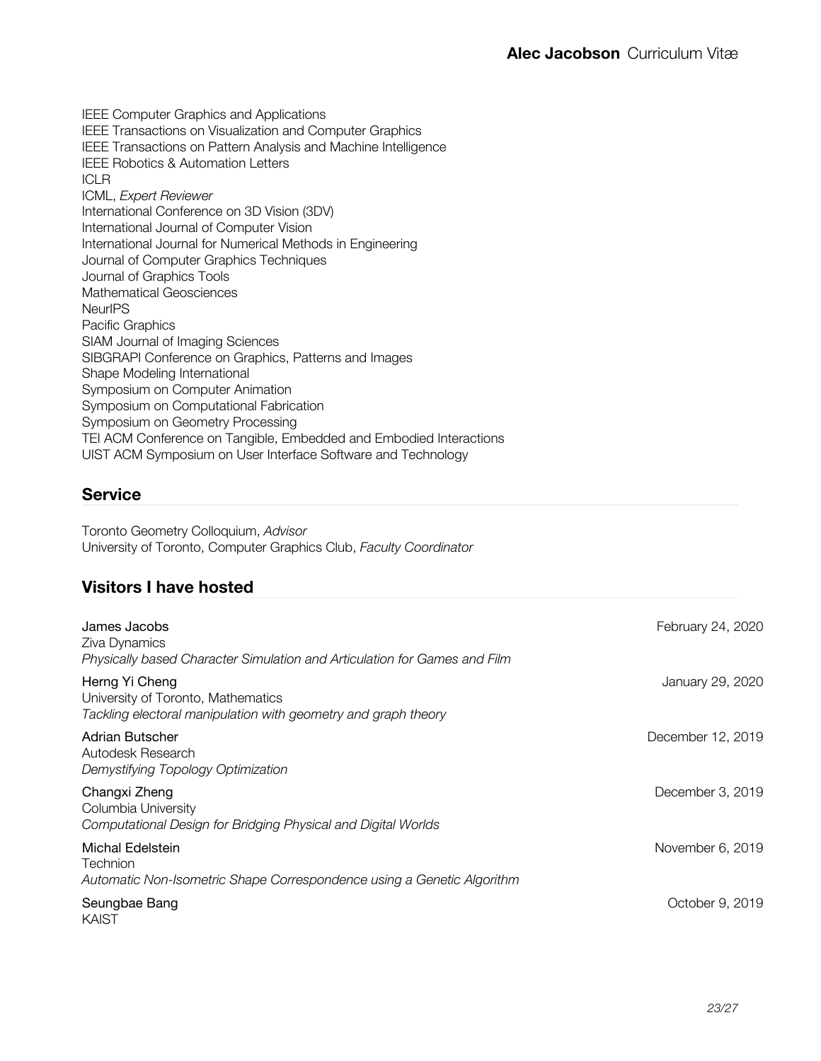IEEE Computer Graphics and Applications
IEEE Transactions on Visualization and Computer Graphics
IEEE Transactions on Pattern Analysis and Machine Intelligence
IEEE Robotics & Automation Letters
ICLR
ICML, *Expert Reviewer*
International Conference on 3D Vision (3DV)
International Journal of Computer Vision
International Journal for Numerical Methods in Engineering
Journal of Computer Graphics Techniques
Journal of Graphics Tools
Mathematical Geosciences
NeurIPS
Pacific Graphics
SIAM Journal of Imaging Sciences
SIBGRAPI Conference on Graphics, Patterns and Images
Shape Modeling International
Symposium on Computer Animation
Symposium on Computational Fabrication
Symposium on Geometry Processing
TEI ACM Conference on Tangible, Embedded and Embodied Interactions
UIST ACM Symposium on User Interface Software and Technology

## Service

Toronto Geometry Colloquium, *Advisor*
University of Toronto, Computer Graphics Club, *Faculty Coordinator*

## Visitors I have hosted

James Jacobs — February 24, 2020
Ziva Dynamics
*Physically based Character Simulation and Articulation for Games and Film*

Herng Yi Cheng — January 29, 2020
University of Toronto, Mathematics
*Tackling electoral manipulation with geometry and graph theory*

Adrian Butscher — December 12, 2019
Autodesk Research
*Demystifying Topology Optimization*

Changxi Zheng — December 3, 2019
Columbia University
*Computational Design for Bridging Physical and Digital Worlds*

Michal Edelstein — November 6, 2019
Technion
*Automatic Non-Isometric Shape Correspondence using a Genetic Algorithm*

Seungbae Bang — October 9, 2019
KAIST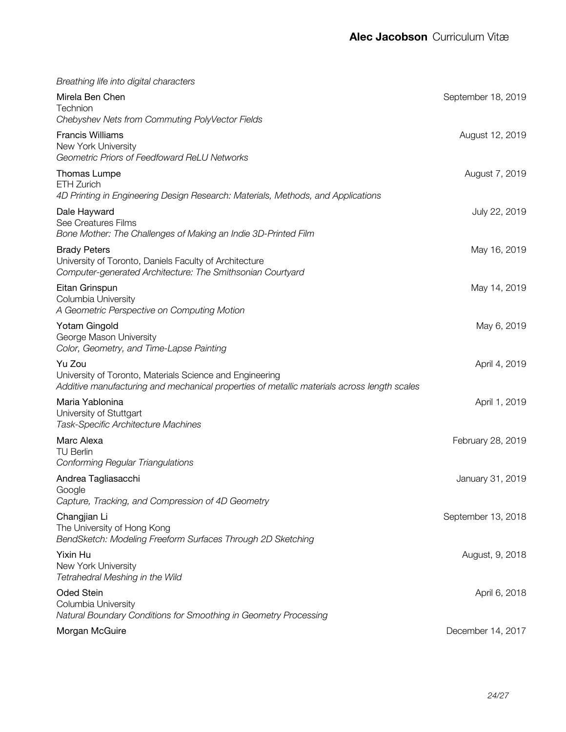*Breathing life into digital characters*

Mirela Ben Chen — September 18, 2019
Technion
*Chebyshev Nets from Commuting PolyVector Fields*

Francis Williams — August 12, 2019
New York University
*Geometric Priors of Feedfoward ReLU Networks*

Thomas Lumpe — August 7, 2019
ETH Zurich
*4D Printing in Engineering Design Research: Materials, Methods, and Applications*

Dale Hayward — July 22, 2019
See Creatures Films
*Bone Mother: The Challenges of Making an Indie 3D-Printed Film*

Brady Peters — May 16, 2019
University of Toronto, Daniels Faculty of Architecture
*Computer-generated Architecture: The Smithsonian Courtyard*

Eitan Grinspun — May 14, 2019
Columbia University
*A Geometric Perspective on Computing Motion*

Yotam Gingold — May 6, 2019
George Mason University
*Color, Geometry, and Time-Lapse Painting*

Yu Zou — April 4, 2019
University of Toronto, Materials Science and Engineering
*Additive manufacturing and mechanical properties of metallic materials across length scales*

Maria Yablonina — April 1, 2019
University of Stuttgart
*Task-Specific Architecture Machines*

Marc Alexa — February 28, 2019
TU Berlin
*Conforming Regular Triangulations*

Andrea Tagliasacchi — January 31, 2019
Google
*Capture, Tracking, and Compression of 4D Geometry*

Changjian Li — September 13, 2018
The University of Hong Kong
*BendSketch: Modeling Freeform Surfaces Through 2D Sketching*

Yixin Hu — August, 9, 2018
New York University
*Tetrahedral Meshing in the Wild*

Oded Stein — April 6, 2018
Columbia University
*Natural Boundary Conditions for Smoothing in Geometry Processing*

Morgan McGuire — December 14, 2017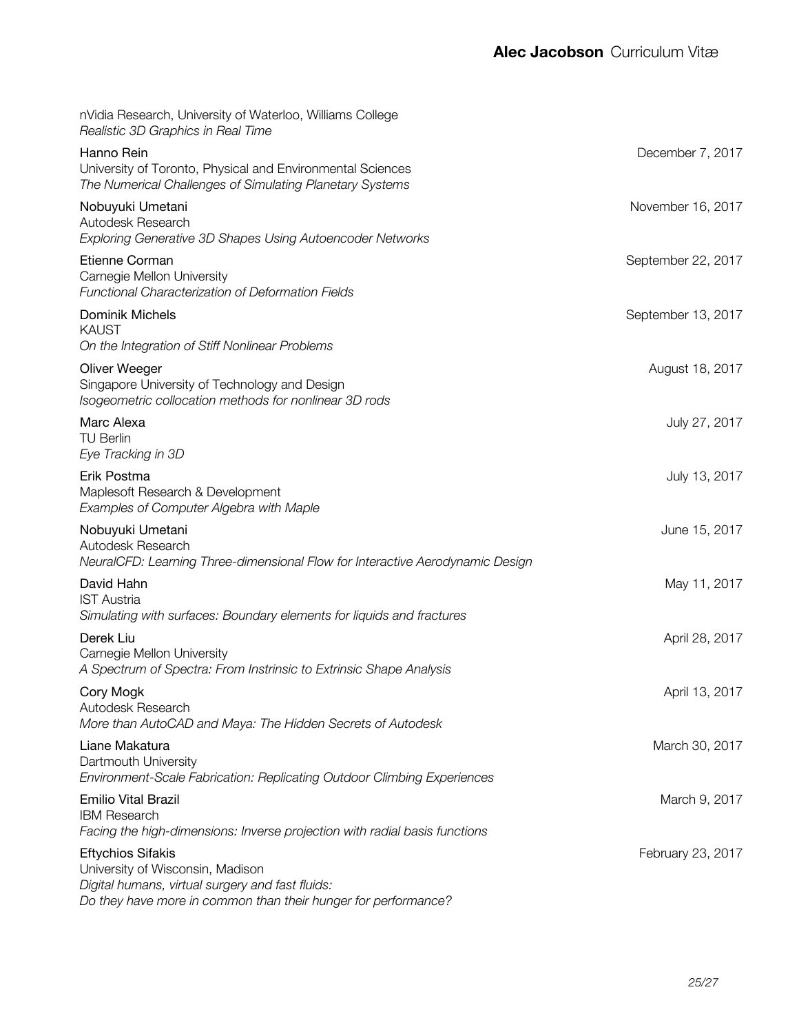nVidia Research, University of Waterloo, Williams College
*Realistic 3D Graphics in Real Time*

Hanno Rein — December 7, 2017
University of Toronto, Physical and Environmental Sciences
*The Numerical Challenges of Simulating Planetary Systems*

Nobuyuki Umetani — November 16, 2017
Autodesk Research
*Exploring Generative 3D Shapes Using Autoencoder Networks*

Etienne Corman — September 22, 2017
Carnegie Mellon University
*Functional Characterization of Deformation Fields*

Dominik Michels — September 13, 2017
KAUST
*On the Integration of Stiff Nonlinear Problems*

Oliver Weeger — August 18, 2017
Singapore University of Technology and Design
*Isogeometric collocation methods for nonlinear 3D rods*

Marc Alexa — July 27, 2017
TU Berlin
*Eye Tracking in 3D*

Erik Postma — July 13, 2017
Maplesoft Research & Development
*Examples of Computer Algebra with Maple*

Nobuyuki Umetani — June 15, 2017
Autodesk Research
*NeuralCFD: Learning Three-dimensional Flow for Interactive Aerodynamic Design*

David Hahn — May 11, 2017
IST Austria
*Simulating with surfaces: Boundary elements for liquids and fractures*

Derek Liu — April 28, 2017
Carnegie Mellon University
*A Spectrum of Spectra: From Instrinsic to Extrinsic Shape Analysis*

Cory Mogk — April 13, 2017
Autodesk Research
*More than AutoCAD and Maya: The Hidden Secrets of Autodesk*

Liane Makatura — March 30, 2017
Dartmouth University
*Environment-Scale Fabrication: Replicating Outdoor Climbing Experiences*

Emilio Vital Brazil — March 9, 2017
IBM Research
*Facing the high-dimensions: Inverse projection with radial basis functions*

Eftychios Sifakis — February 23, 2017
University of Wisconsin, Madison
*Digital humans, virtual surgery and fast fluids:*
*Do they have more in common than their hunger for performance?*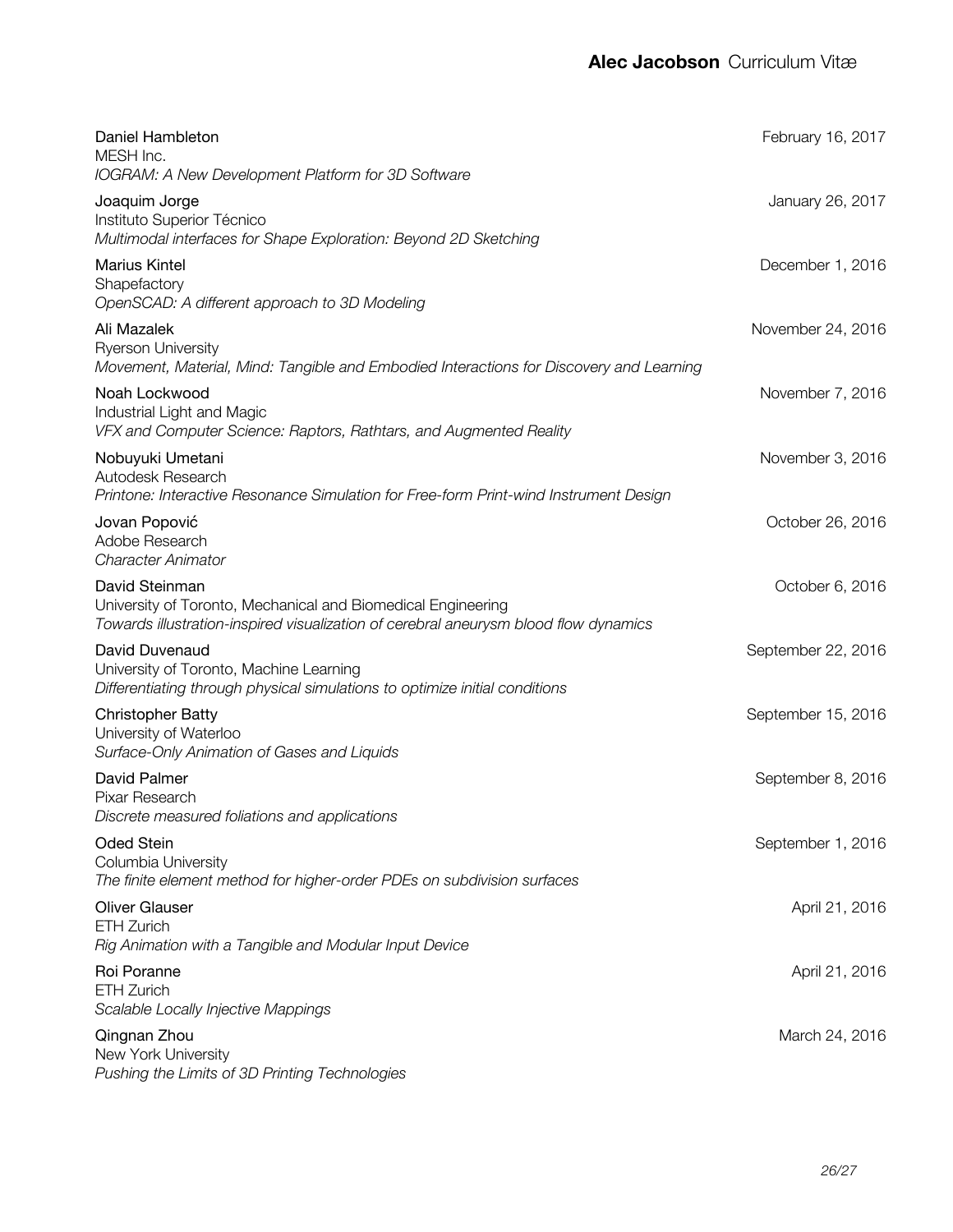Daniel Hambleton
MESH Inc.
*IOGRAM: A New Development Platform for 3D Software*
February 16, 2017

Joaquim Jorge
Instituto Superior Técnico
*Multimodal interfaces for Shape Exploration: Beyond 2D Sketching*
January 26, 2017

Marius Kintel
Shapefactory
*OpenSCAD: A different approach to 3D Modeling*
December 1, 2016

Ali Mazalek
Ryerson University
*Movement, Material, Mind: Tangible and Embodied Interactions for Discovery and Learning*
November 24, 2016

Noah Lockwood
Industrial Light and Magic
*VFX and Computer Science: Raptors, Rathtars, and Augmented Reality*
November 7, 2016

Nobuyuki Umetani
Autodesk Research
*Printone: Interactive Resonance Simulation for Free-form Print-wind Instrument Design*
November 3, 2016

Jovan Popović
Adobe Research
*Character Animator*
October 26, 2016

David Steinman
University of Toronto, Mechanical and Biomedical Engineering
*Towards illustration-inspired visualization of cerebral aneurysm blood flow dynamics*
October 6, 2016

David Duvenaud
University of Toronto, Machine Learning
*Differentiating through physical simulations to optimize initial conditions*
September 22, 2016

Christopher Batty
University of Waterloo
*Surface-Only Animation of Gases and Liquids*
September 15, 2016

David Palmer
Pixar Research
*Discrete measured foliations and applications*
September 8, 2016

Oded Stein
Columbia University
*The finite element method for higher-order PDEs on subdivision surfaces*
September 1, 2016

Oliver Glauser
ETH Zurich
*Rig Animation with a Tangible and Modular Input Device*
April 21, 2016

Roi Poranne
ETH Zurich
*Scalable Locally Injective Mappings*
April 21, 2016

Qingnan Zhou
New York University
*Pushing the Limits of 3D Printing Technologies*
March 24, 2016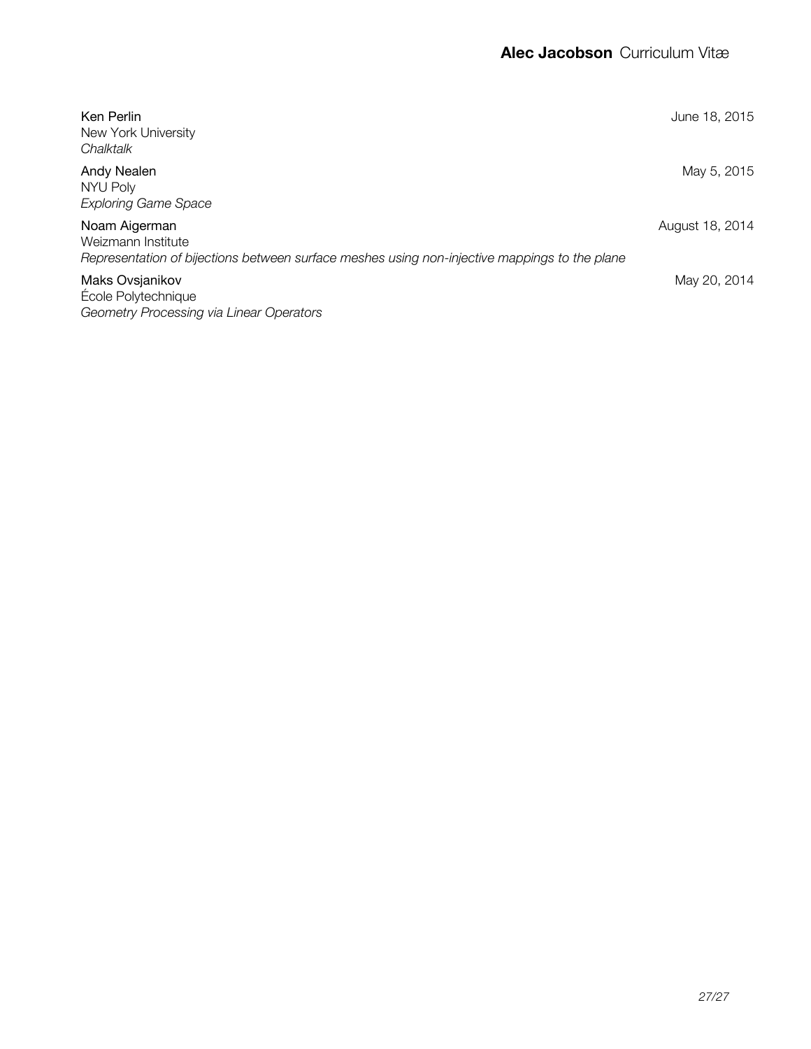Ken Perlin  
New York University  
*Chalktalk*  
June 18, 2015

Andy Nealen  
NYU Poly  
*Exploring Game Space*  
May 5, 2015

Noam Aigerman  
Weizmann Institute  
*Representation of bijections between surface meshes using non-injective mappings to the plane*  
August 18, 2014

Maks Ovsjanikov  
École Polytechnique  
*Geometry Processing via Linear Operators*  
May 20, 2014